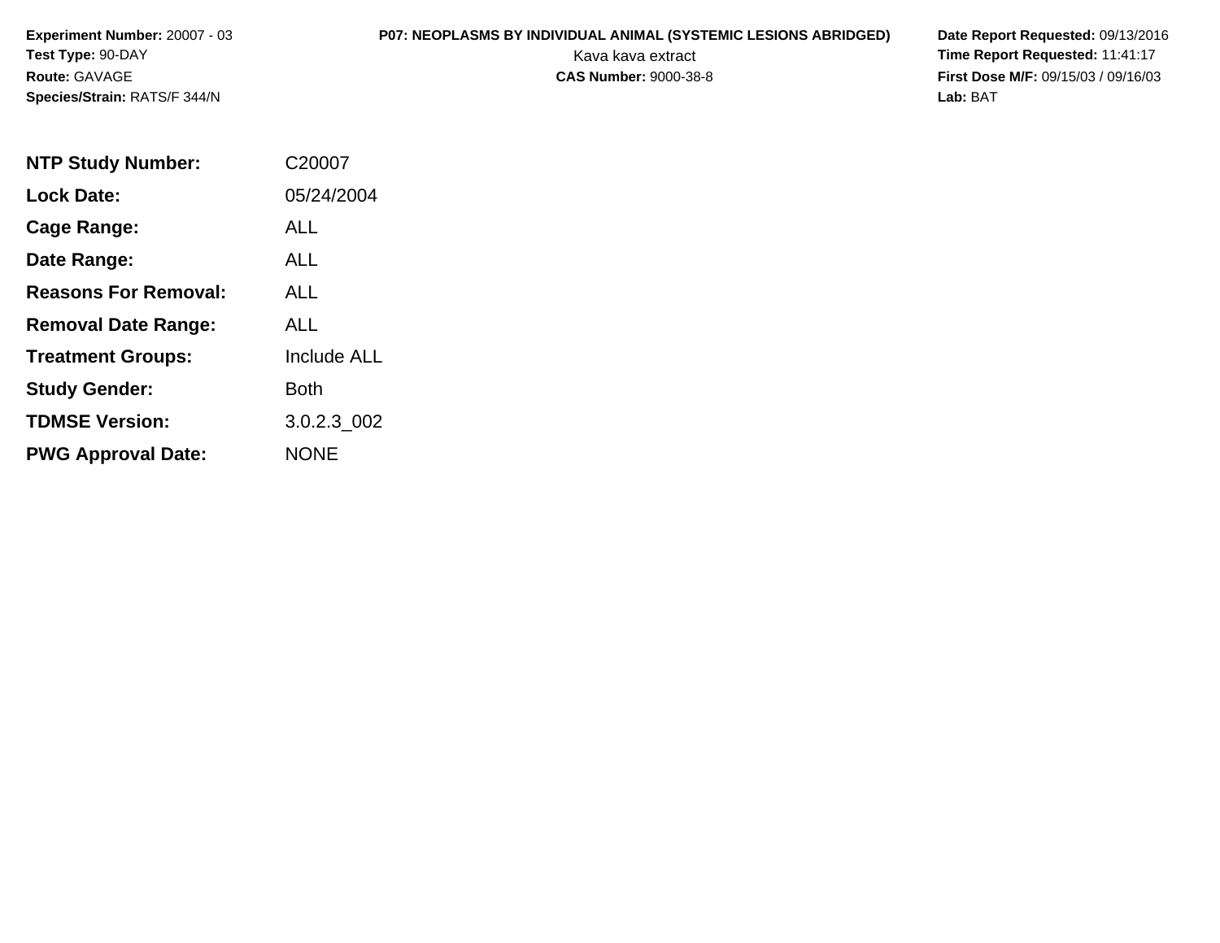**Experiment Number:** 20007 - 03
**Test Type:** 90-DAY
**Route:** GAVAGE
**Species/Strain:** RATS/F 344/N

**P07: NEOPLASMS BY INDIVIDUAL ANIMAL (SYSTEMIC LESIONS ABRIDGED)**
Kava kava extract
**CAS Number:** 9000-38-8

**Date Report Requested:** 09/13/2016
**Time Report Requested:** 11:41:17
**First Dose M/F:** 09/15/03 / 09/16/03
**Lab:** BAT

| | |
|---|---|
| **NTP Study Number:** | C20007 |
| **Lock Date:** | 05/24/2004 |
| **Cage Range:** | ALL |
| **Date Range:** | ALL |
| **Reasons For Removal:** | ALL |
| **Removal Date Range:** | ALL |
| **Treatment Groups:** | Include ALL |
| **Study Gender:** | Both |
| **TDMSE Version:** | 3.0.2.3_002 |
| **PWG Approval Date:** | NONE |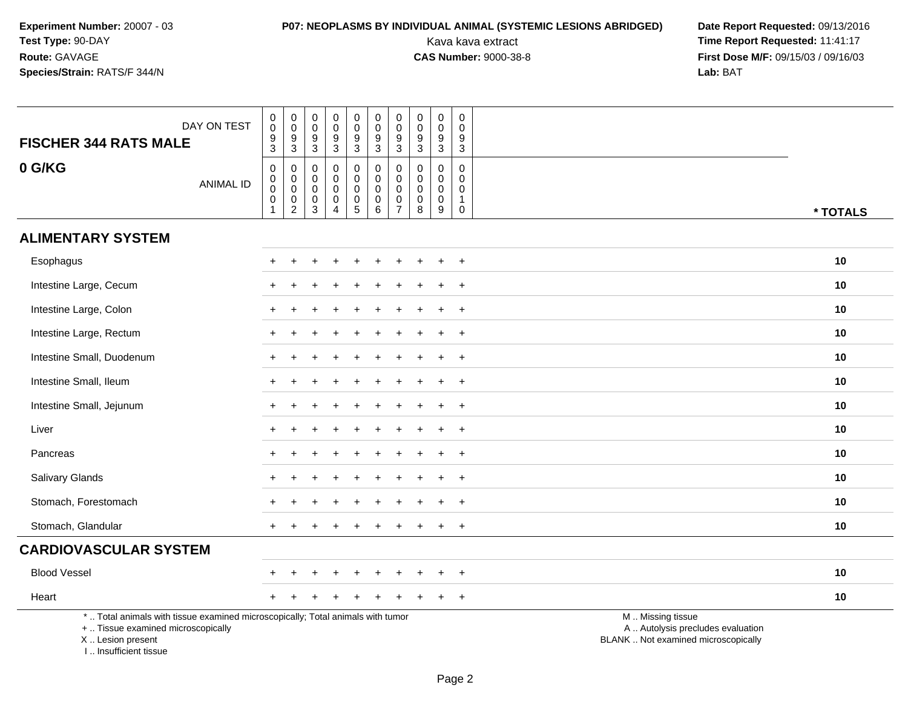**Experiment Number:** 20007 - 03
**Test Type:** 90-DAY
**Route:** GAVAGE
**Species/Strain:** RATS/F 344/N

**P07: NEOPLASMS BY INDIVIDUAL ANIMAL (SYSTEMIC LESIONS ABRIDGED)**
Kava kava extract
**CAS Number:** 9000-38-8

**Date Report Requested:** 09/13/2016
**Time Report Requested:** 11:41:17
**First Dose M/F:** 09/15/03 / 09/16/03
**Lab:** BAT

| FISCHER 344 RATS MALE — DAY ON TEST | 0093 | 0093 | 0093 | 0093 | 0093 | 0093 | 0093 | 0093 | 0093 | 0093 | |
|---|---|---|---|---|---|---|---|---|---|---|---|
| **0 G/KG** — ANIMAL ID | 00001 | 00002 | 00003 | 00004 | 00005 | 00006 | 00007 | 00008 | 00009 | 00010 | *** TOTALS** |
| **ALIMENTARY SYSTEM** | | | | | | | | | | | |
| Esophagus | + | + | + | + | + | + | + | + | + | + | **10** |
| Intestine Large, Cecum | + | + | + | + | + | + | + | + | + | + | **10** |
| Intestine Large, Colon | + | + | + | + | + | + | + | + | + | + | **10** |
| Intestine Large, Rectum | + | + | + | + | + | + | + | + | + | + | **10** |
| Intestine Small, Duodenum | + | + | + | + | + | + | + | + | + | + | **10** |
| Intestine Small, Ileum | + | + | + | + | + | + | + | + | + | + | **10** |
| Intestine Small, Jejunum | + | + | + | + | + | + | + | + | + | + | **10** |
| Liver | + | + | + | + | + | + | + | + | + | + | **10** |
| Pancreas | + | + | + | + | + | + | + | + | + | + | **10** |
| Salivary Glands | + | + | + | + | + | + | + | + | + | + | **10** |
| Stomach, Forestomach | + | + | + | + | + | + | + | + | + | + | **10** |
| Stomach, Glandular | + | + | + | + | + | + | + | + | + | + | **10** |
| **CARDIOVASCULAR SYSTEM** | | | | | | | | | | | |
| Blood Vessel | + | + | + | + | + | + | + | + | + | + | **10** |
| Heart | + | + | + | + | + | + | + | + | + | + | **10** |

* .. Total animals with tissue examined microscopically; Total animals with tumor
+ .. Tissue examined microscopically
X .. Lesion present
I .. Insufficient tissue

M .. Missing tissue
A .. Autolysis precludes evaluation
BLANK .. Not examined microscopically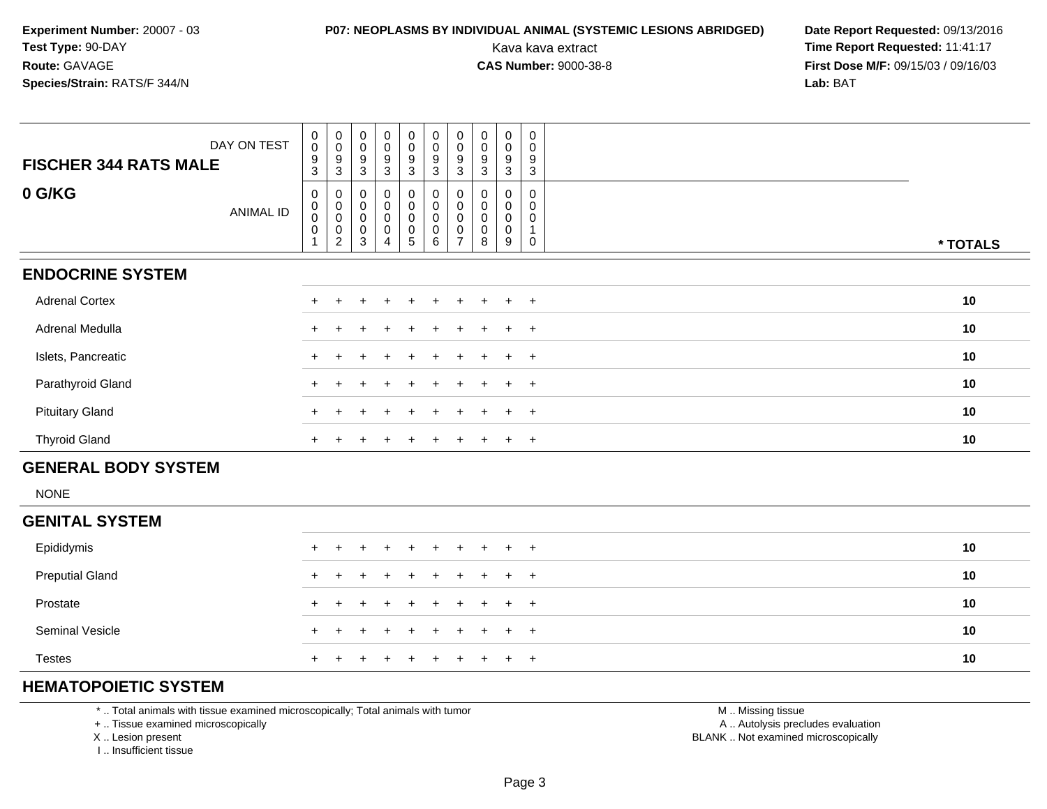**Experiment Number:** 20007 - 03
**Test Type:** 90-DAY
**Route:** GAVAGE
**Species/Strain:** RATS/F 344/N

**P07: NEOPLASMS BY INDIVIDUAL ANIMAL (SYSTEMIC LESIONS ABRIDGED)**
Kava kava extract
**CAS Number:** 9000-38-8

**Date Report Requested:** 09/13/2016
**Time Report Requested:** 11:41:17
**First Dose M/F:** 09/15/03 / 09/16/03
**Lab:** BAT

| FISCHER 344 RATS MALE — DAY ON TEST | 0093 | 0093 | 0093 | 0093 | 0093 | 0093 | 0093 | 0093 | 0093 | 0093 | |
|---|---|---|---|---|---|---|---|---|---|---|---|
| **0 G/KG** — ANIMAL ID | 00001 | 00002 | 00003 | 00004 | 00005 | 00006 | 00007 | 00008 | 00009 | 00010 | * TOTALS |
| **ENDOCRINE SYSTEM** | | | | | | | | | | | |
| Adrenal Cortex | + | + | + | + | + | + | + | + | + | + | 10 |
| Adrenal Medulla | + | + | + | + | + | + | + | + | + | + | 10 |
| Islets, Pancreatic | + | + | + | + | + | + | + | + | + | + | 10 |
| Parathyroid Gland | + | + | + | + | + | + | + | + | + | + | 10 |
| Pituitary Gland | + | + | + | + | + | + | + | + | + | + | 10 |
| Thyroid Gland | + | + | + | + | + | + | + | + | + | + | 10 |
| **GENERAL BODY SYSTEM** | | | | | | | | | | | |
| NONE | | | | | | | | | | | |
| **GENITAL SYSTEM** | | | | | | | | | | | |
| Epididymis | + | + | + | + | + | + | + | + | + | + | 10 |
| Preputial Gland | + | + | + | + | + | + | + | + | + | + | 10 |
| Prostate | + | + | + | + | + | + | + | + | + | + | 10 |
| Seminal Vesicle | + | + | + | + | + | + | + | + | + | + | 10 |
| Testes | + | + | + | + | + | + | + | + | + | + | 10 |
| **HEMATOPOIETIC SYSTEM** | | | | | | | | | | | |

* .. Total animals with tissue examined microscopically; Total animals with tumor
+ .. Tissue examined microscopically
X .. Lesion present
I .. Insufficient tissue

M .. Missing tissue
A .. Autolysis precludes evaluation
BLANK .. Not examined microscopically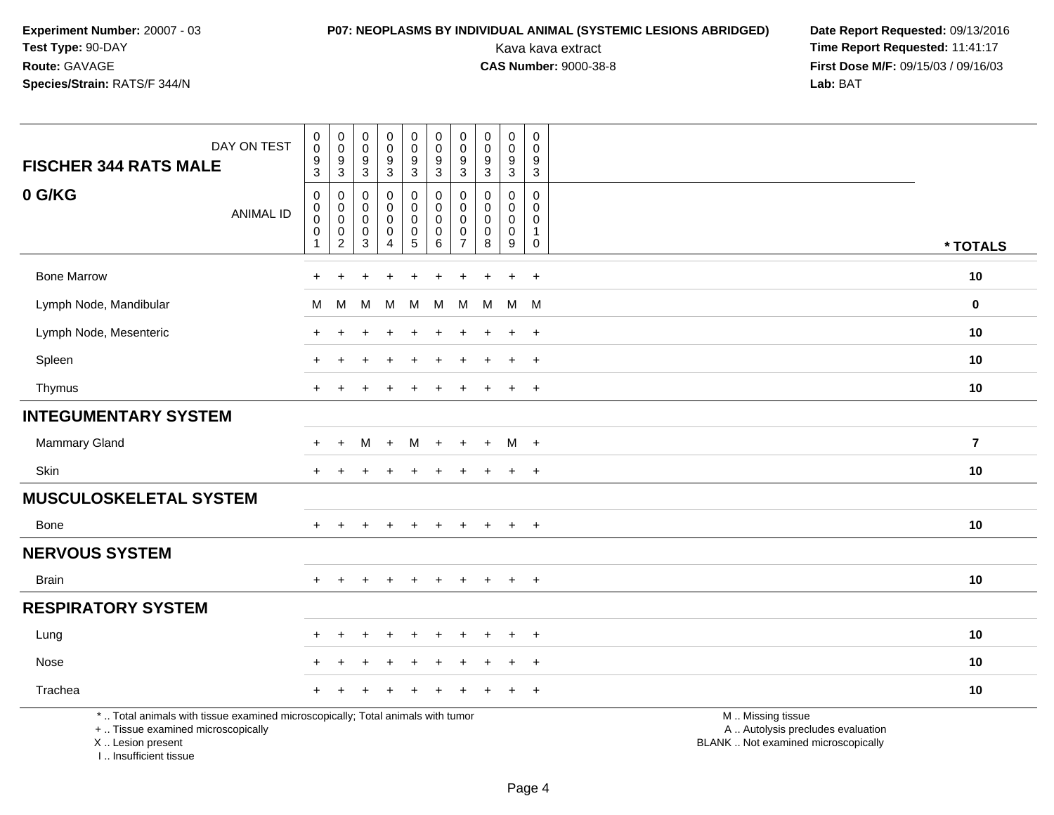**Experiment Number:** 20007 - 03
**Test Type:** 90-DAY
**Route:** GAVAGE
**Species/Strain:** RATS/F 344/N

**P07: NEOPLASMS BY INDIVIDUAL ANIMAL (SYSTEMIC LESIONS ABRIDGED)**
Kava kava extract
**CAS Number:** 9000-38-8

**Date Report Requested:** 09/13/2016
**Time Report Requested:** 11:41:17
**First Dose M/F:** 09/15/03 / 09/16/03
**Lab:** BAT

| FISCHER 344 RATS MALE — DAY ON TEST | 0093 | 0093 | 0093 | 0093 | 0093 | 0093 | 0093 | 0093 | 0093 | 0093 | |
|---|---|---|---|---|---|---|---|---|---|---|---|
| **0 G/KG** — ANIMAL ID | 00001 | 00002 | 00003 | 00004 | 00005 | 00006 | 00007 | 00008 | 00009 | 00010 | *** TOTALS** |
| Bone Marrow | + | + | + | + | + | + | + | + | + | + | **10** |
| Lymph Node, Mandibular | M | M | M | M | M | M | M | M | M | M | **0** |
| Lymph Node, Mesenteric | + | + | + | + | + | + | + | + | + | + | **10** |
| Spleen | + | + | + | + | + | + | + | + | + | + | **10** |
| Thymus | + | + | + | + | + | + | + | + | + | + | **10** |
| **INTEGUMENTARY SYSTEM** | | | | | | | | | | | |
| Mammary Gland | + | + | M | + | M | + | + | + | M | + | **7** |
| Skin | + | + | + | + | + | + | + | + | + | + | **10** |
| **MUSCULOSKELETAL SYSTEM** | | | | | | | | | | | |
| Bone | + | + | + | + | + | + | + | + | + | + | **10** |
| **NERVOUS SYSTEM** | | | | | | | | | | | |
| Brain | + | + | + | + | + | + | + | + | + | + | **10** |
| **RESPIRATORY SYSTEM** | | | | | | | | | | | |
| Lung | + | + | + | + | + | + | + | + | + | + | **10** |
| Nose | + | + | + | + | + | + | + | + | + | + | **10** |
| Trachea | + | + | + | + | + | + | + | + | + | + | **10** |

* .. Total animals with tissue examined microscopically; Total animals with tumor
+ .. Tissue examined microscopically
X .. Lesion present
I .. Insufficient tissue

M .. Missing tissue
A .. Autolysis precludes evaluation
BLANK .. Not examined microscopically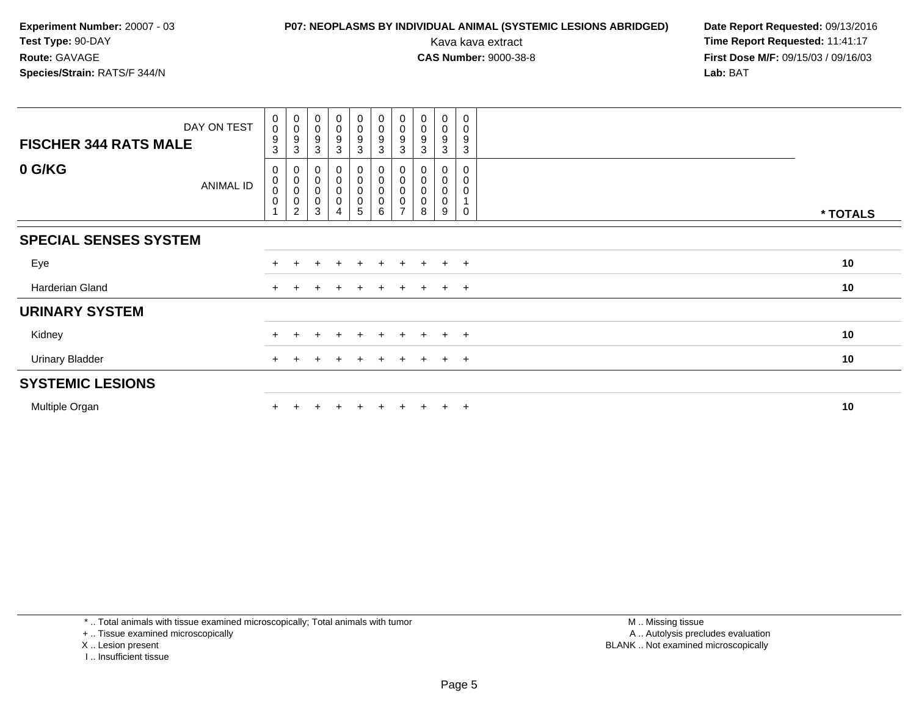**Experiment Number:** 20007 - 03
**Test Type:** 90-DAY
**Route:** GAVAGE
**Species/Strain:** RATS/F 344/N

**P07: NEOPLASMS BY INDIVIDUAL ANIMAL (SYSTEMIC LESIONS ABRIDGED)**
Kava kava extract
**CAS Number:** 9000-38-8

**Date Report Requested:** 09/13/2016
**Time Report Requested:** 11:41:17
**First Dose M/F:** 09/15/03 / 09/16/03
**Lab:** BAT

| FISCHER 344 RATS MALE — DAY ON TEST | 0093 | 0093 | 0093 | 0093 | 0093 | 0093 | 0093 | 0093 | 0093 | 0093 | |
|---|---|---|---|---|---|---|---|---|---|---|---|
| **0 G/KG** — ANIMAL ID | 0001 | 0002 | 0003 | 0004 | 0005 | 0006 | 0007 | 0008 | 0009 | 0010 | *** TOTALS** |
| **SPECIAL SENSES SYSTEM** | | | | | | | | | | | |
| Eye | + | + | + | + | + | + | + | + | + | + | **10** |
| Harderian Gland | + | + | + | + | + | + | + | + | + | + | **10** |
| **URINARY SYSTEM** | | | | | | | | | | | |
| Kidney | + | + | + | + | + | + | + | + | + | + | **10** |
| Urinary Bladder | + | + | + | + | + | + | + | + | + | + | **10** |
| **SYSTEMIC LESIONS** | | | | | | | | | | | |
| Multiple Organ | + | + | + | + | + | + | + | + | + | + | **10** |

* .. Total animals with tissue examined microscopically; Total animals with tumor
+ .. Tissue examined microscopically
X .. Lesion present
I .. Insufficient tissue

M .. Missing tissue
A .. Autolysis precludes evaluation
BLANK .. Not examined microscopically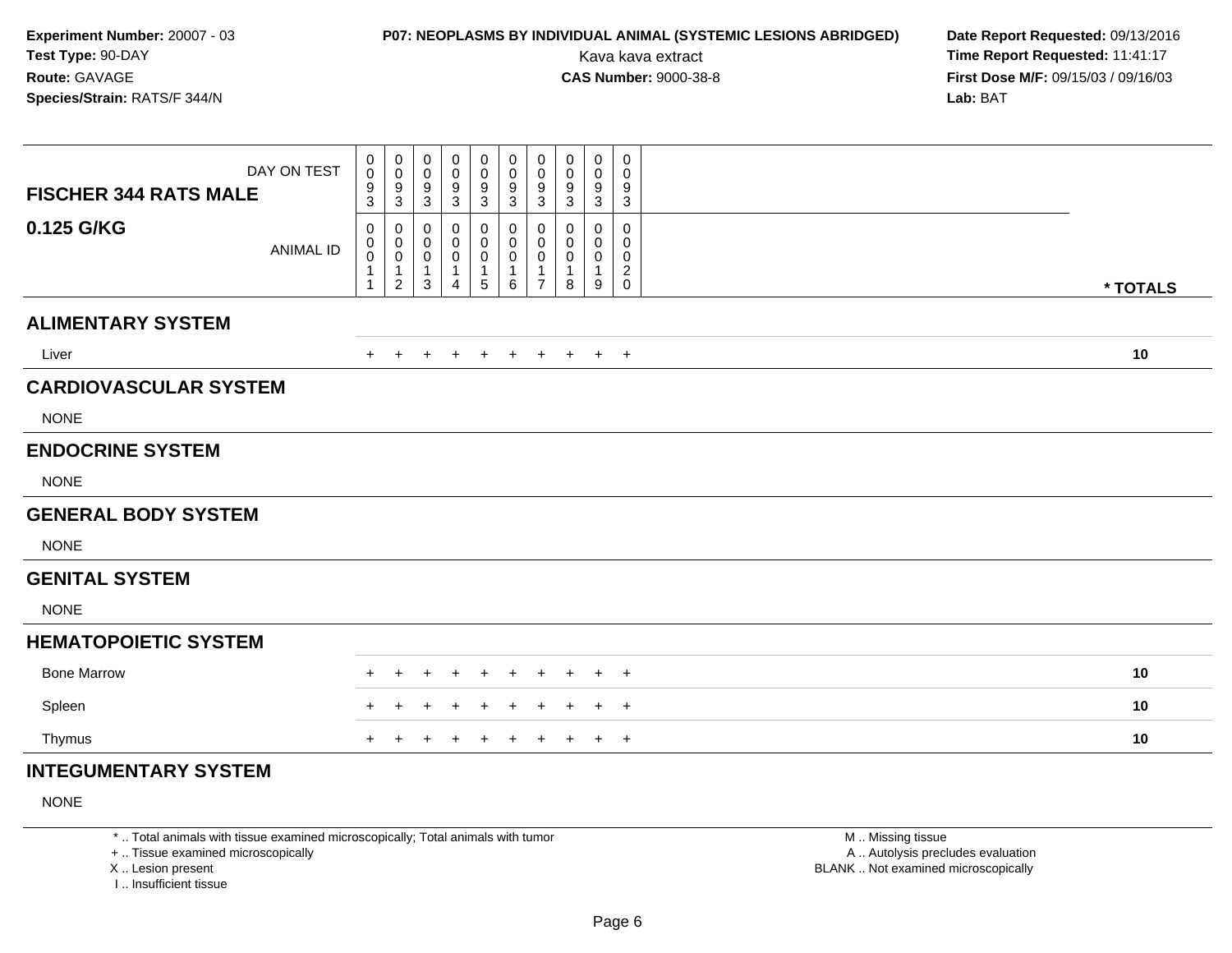**Experiment Number:** 20007 - 03
**Test Type:** 90-DAY
**Route:** GAVAGE
**Species/Strain:** RATS/F 344/N

**P07: NEOPLASMS BY INDIVIDUAL ANIMAL (SYSTEMIC LESIONS ABRIDGED)**
Kava kava extract
**CAS Number:** 9000-38-8

**Date Report Requested:** 09/13/2016
**Time Report Requested:** 11:41:17
**First Dose M/F:** 09/15/03 / 09/16/03
**Lab:** BAT

| FISCHER 344 RATS MALE 0.125 G/KG | | | | | | | | | | | |
|---|---|---|---|---|---|---|---|---|---|---|---|
| DAY ON TEST | 0093 | 0093 | 0093 | 0093 | 0093 | 0093 | 0093 | 0093 | 0093 | 0093 | |
| ANIMAL ID | 00011 | 00012 | 00013 | 00014 | 00015 | 00016 | 00017 | 00018 | 00019 | 00020 | * TOTALS |
| **ALIMENTARY SYSTEM** | | | | | | | | | | | |
| Liver | + | + | + | + | + | + | + | + | + | + | 10 |
| **CARDIOVASCULAR SYSTEM** | | | | | | | | | | | |
| NONE | | | | | | | | | | | |
| **ENDOCRINE SYSTEM** | | | | | | | | | | | |
| NONE | | | | | | | | | | | |
| **GENERAL BODY SYSTEM** | | | | | | | | | | | |
| NONE | | | | | | | | | | | |
| **GENITAL SYSTEM** | | | | | | | | | | | |
| NONE | | | | | | | | | | | |
| **HEMATOPOIETIC SYSTEM** | | | | | | | | | | | |
| Bone Marrow | + | + | + | + | + | + | + | + | + | + | 10 |
| Spleen | + | + | + | + | + | + | + | + | + | + | 10 |
| Thymus | + | + | + | + | + | + | + | + | + | + | 10 |
| **INTEGUMENTARY SYSTEM** | | | | | | | | | | | |
| NONE | | | | | | | | | | | |

* .. Total animals with tissue examined microscopically; Total animals with tumor
+ .. Tissue examined microscopically
X .. Lesion present
I .. Insufficient tissue

M .. Missing tissue
A .. Autolysis precludes evaluation
BLANK .. Not examined microscopically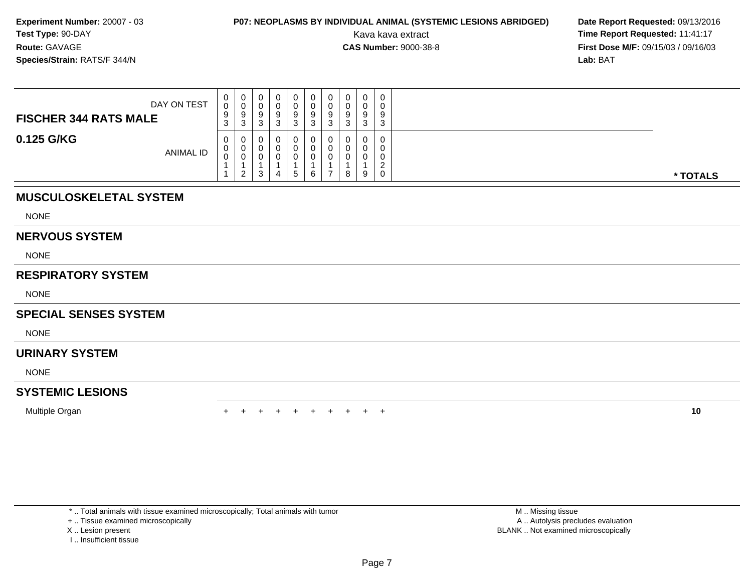**Experiment Number:** 20007 - 03
**Test Type:** 90-DAY
**Route:** GAVAGE
**Species/Strain:** RATS/F 344/N

**P07: NEOPLASMS BY INDIVIDUAL ANIMAL (SYSTEMIC LESIONS ABRIDGED)**
Kava kava extract
**CAS Number:** 9000-38-8

**Date Report Requested:** 09/13/2016
**Time Report Requested:** 11:41:17
**First Dose M/F:** 09/15/03 / 09/16/03
**Lab:** BAT

| FISCHER 344 RATS MALE — DAY ON TEST | 0093 | 0093 | 0093 | 0093 | 0093 | 0093 | 0093 | 0093 | 0093 | 0093 | |
|---|---|---|---|---|---|---|---|---|---|---|---|
| **0.125 G/KG** — ANIMAL ID | 00011 | 00012 | 00013 | 00014 | 00015 | 00016 | 00017 | 00018 | 00019 | 00020 | * TOTALS |
| **MUSCULOSKELETAL SYSTEM** | | | | | | | | | | | |
| NONE | | | | | | | | | | | |
| **NERVOUS SYSTEM** | | | | | | | | | | | |
| NONE | | | | | | | | | | | |
| **RESPIRATORY SYSTEM** | | | | | | | | | | | |
| NONE | | | | | | | | | | | |
| **SPECIAL SENSES SYSTEM** | | | | | | | | | | | |
| NONE | | | | | | | | | | | |
| **URINARY SYSTEM** | | | | | | | | | | | |
| NONE | | | | | | | | | | | |
| **SYSTEMIC LESIONS** | | | | | | | | | | | |
| Multiple Organ | + | + | + | + | + | + | + | + | + | + | 10 |

* .. Total animals with tissue examined microscopically; Total animals with tumor
+ .. Tissue examined microscopically
X .. Lesion present
I .. Insufficient tissue

M .. Missing tissue
A .. Autolysis precludes evaluation
BLANK .. Not examined microscopically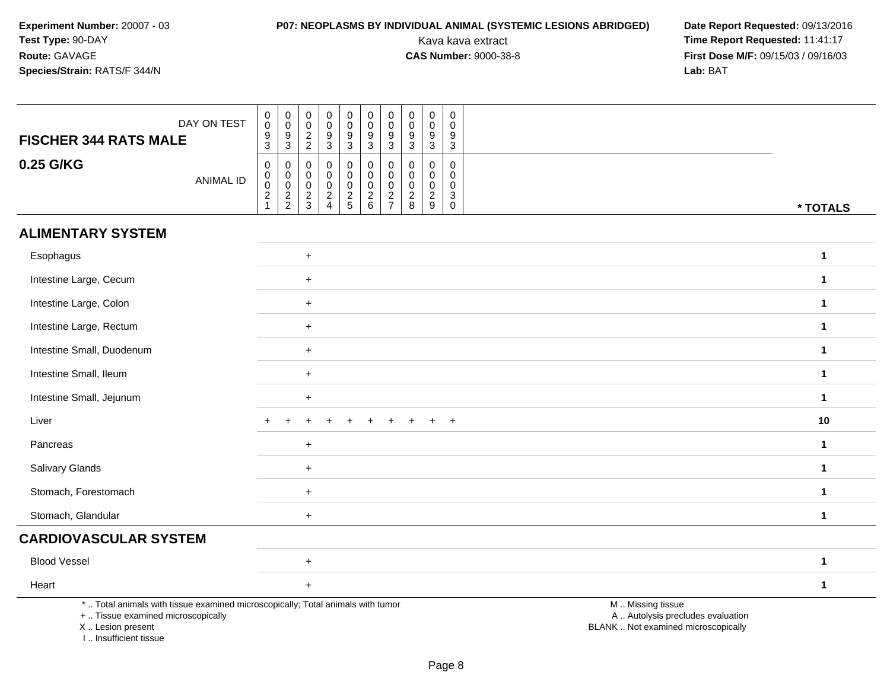**Experiment Number:** 20007 - 03
**Test Type:** 90-DAY
**Route:** GAVAGE
**Species/Strain:** RATS/F 344/N

**P07: NEOPLASMS BY INDIVIDUAL ANIMAL (SYSTEMIC LESIONS ABRIDGED)**
Kava kava extract
**CAS Number:** 9000-38-8

**Date Report Requested:** 09/13/2016
**Time Report Requested:** 11:41:17
**First Dose M/F:** 09/15/03 / 09/16/03
**Lab:** BAT

| FISCHER 344 RATS MALE 0.25 G/KG | | | | | | | | | | | |
|---|---|---|---|---|---|---|---|---|---|---|---|
| DAY ON TEST | 0093 | 0093 | 0022 | 0093 | 0093 | 0093 | 0093 | 0093 | 0093 | 0093 | |
| ANIMAL ID | 00021 | 00022 | 00023 | 00024 | 00025 | 00026 | 00027 | 00028 | 00029 | 00030 | * TOTALS |
| **ALIMENTARY SYSTEM** | | | | | | | | | | | |
| Esophagus | | | + | | | | | | | | 1 |
| Intestine Large, Cecum | | | + | | | | | | | | 1 |
| Intestine Large, Colon | | | + | | | | | | | | 1 |
| Intestine Large, Rectum | | | + | | | | | | | | 1 |
| Intestine Small, Duodenum | | | + | | | | | | | | 1 |
| Intestine Small, Ileum | | | + | | | | | | | | 1 |
| Intestine Small, Jejunum | | | + | | | | | | | | 1 |
| Liver | + | + | + | + | + | + | + | + | + | + | 10 |
| Pancreas | | | + | | | | | | | | 1 |
| Salivary Glands | | | + | | | | | | | | 1 |
| Stomach, Forestomach | | | + | | | | | | | | 1 |
| Stomach, Glandular | | | + | | | | | | | | 1 |
| **CARDIOVASCULAR SYSTEM** | | | | | | | | | | | |
| Blood Vessel | | | + | | | | | | | | 1 |
| Heart | | | + | | | | | | | | 1 |

* .. Total animals with tissue examined microscopically; Total animals with tumor
+ .. Tissue examined microscopically
X .. Lesion present
I .. Insufficient tissue

M .. Missing tissue
A .. Autolysis precludes evaluation
BLANK .. Not examined microscopically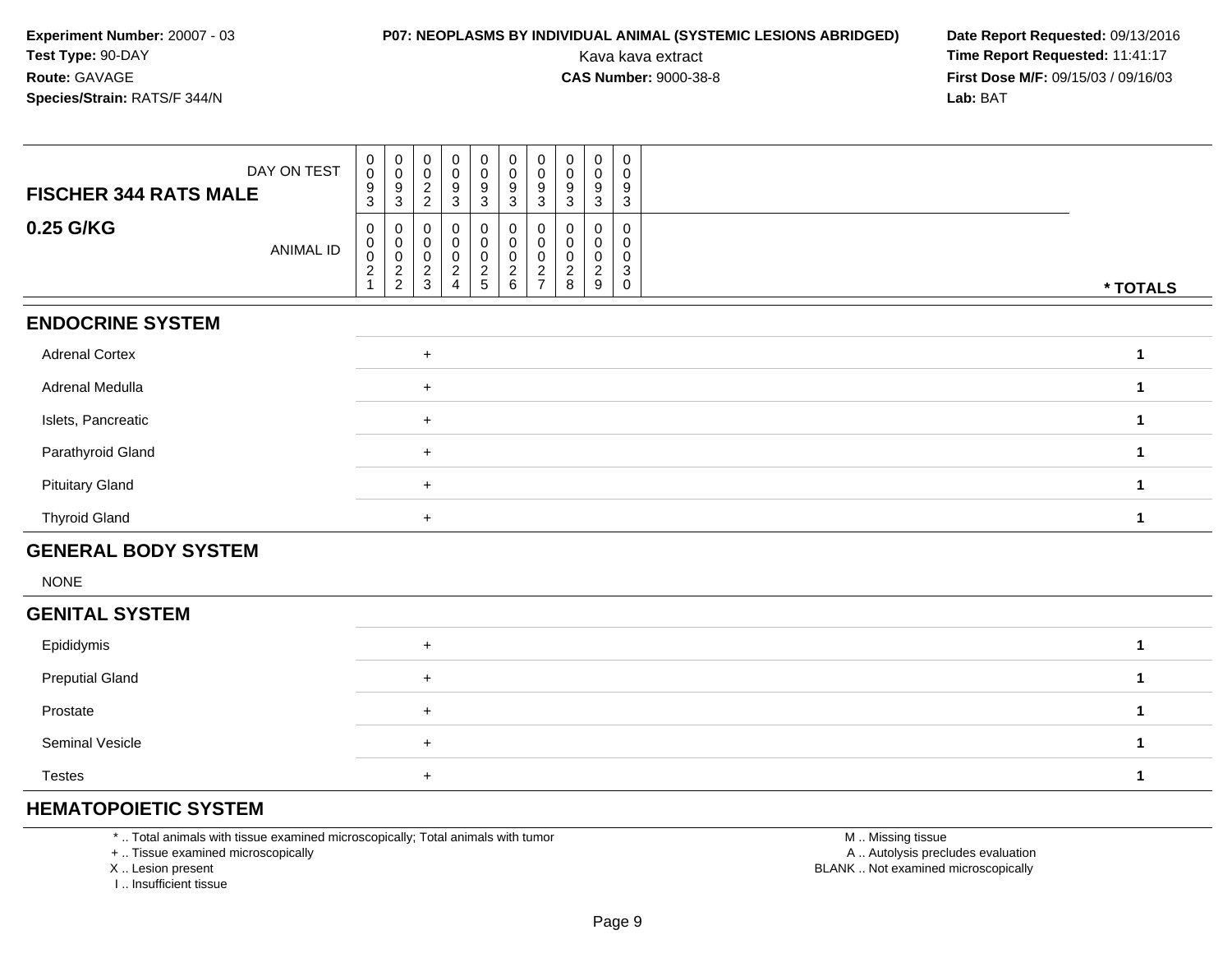**Experiment Number:** 20007 - 03
**Test Type:** 90-DAY
**Route:** GAVAGE
**Species/Strain:** RATS/F 344/N

**P07: NEOPLASMS BY INDIVIDUAL ANIMAL (SYSTEMIC LESIONS ABRIDGED)**
Kava kava extract
**CAS Number:** 9000-38-8

**Date Report Requested:** 09/13/2016
**Time Report Requested:** 11:41:17
**First Dose M/F:** 09/15/03 / 09/16/03
**Lab:** BAT

| FISCHER 344 RATS MALE — DAY ON TEST | 0093 | 0093 | 0022 | 0093 | 0093 | 0093 | 0093 | 0093 | 0093 | 0093 | |
|---|---|---|---|---|---|---|---|---|---|---|---|
| **0.25 G/KG** — ANIMAL ID | 00021 | 00022 | 00023 | 00024 | 00025 | 00026 | 00027 | 00028 | 00029 | 00030 | *** TOTALS** |
| **ENDOCRINE SYSTEM** | | | | | | | | | | | |
| Adrenal Cortex | | | + | | | | | | | | **1** |
| Adrenal Medulla | | | + | | | | | | | | **1** |
| Islets, Pancreatic | | | + | | | | | | | | **1** |
| Parathyroid Gland | | | + | | | | | | | | **1** |
| Pituitary Gland | | | + | | | | | | | | **1** |
| Thyroid Gland | | | + | | | | | | | | **1** |
| **GENERAL BODY SYSTEM** | | | | | | | | | | | |
| NONE | | | | | | | | | | | |
| **GENITAL SYSTEM** | | | | | | | | | | | |
| Epididymis | | | + | | | | | | | | **1** |
| Preputial Gland | | | + | | | | | | | | **1** |
| Prostate | | | + | | | | | | | | **1** |
| Seminal Vesicle | | | + | | | | | | | | **1** |
| Testes | | | + | | | | | | | | **1** |
| **HEMATOPOIETIC SYSTEM** | | | | | | | | | | | |

* .. Total animals with tissue examined microscopically; Total animals with tumor
+ .. Tissue examined microscopically
X .. Lesion present
I .. Insufficient tissue

M .. Missing tissue
A .. Autolysis precludes evaluation
BLANK .. Not examined microscopically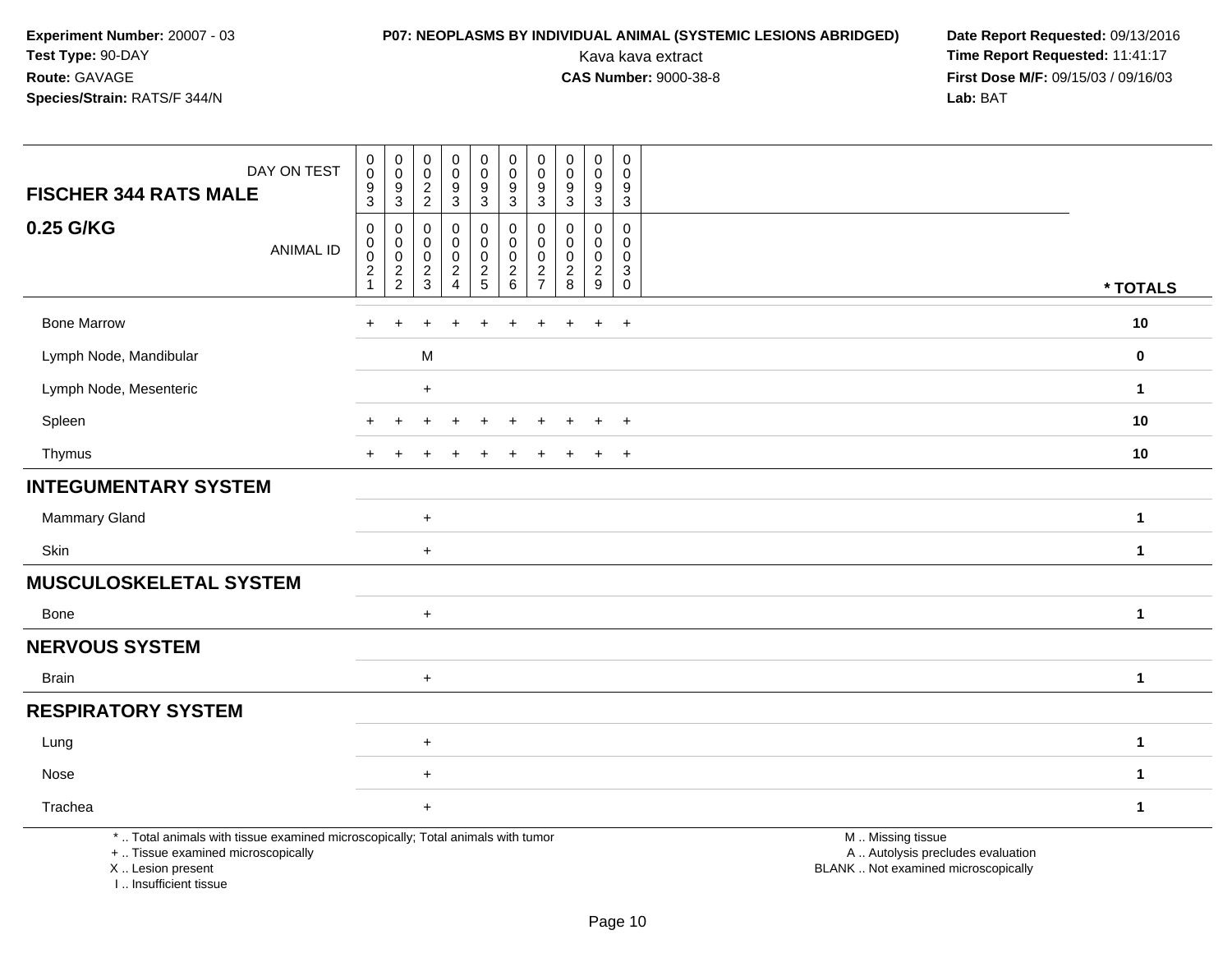**Experiment Number:** 20007 - 03
**Test Type:** 90-DAY
**Route:** GAVAGE
**Species/Strain:** RATS/F 344/N

**P07: NEOPLASMS BY INDIVIDUAL ANIMAL (SYSTEMIC LESIONS ABRIDGED)**
Kava kava extract
**CAS Number:** 9000-38-8

**Date Report Requested:** 09/13/2016
**Time Report Requested:** 11:41:17
**First Dose M/F:** 09/15/03 / 09/16/03
**Lab:** BAT

| FISCHER 344 RATS MALE — DAY ON TEST | 0093 | 0093 | 0022 | 0093 | 0093 | 0093 | 0093 | 0093 | 0093 | 0093 | |
|---|---|---|---|---|---|---|---|---|---|---|---|
| **0.25 G/KG** — ANIMAL ID | 00021 | 00022 | 00023 | 00024 | 00025 | 00026 | 00027 | 00028 | 00029 | 00030 | * TOTALS |
| Bone Marrow | + | + | + | + | + | + | + | + | + | + | 10 |
| Lymph Node, Mandibular | | | M | | | | | | | | 0 |
| Lymph Node, Mesenteric | | | + | | | | | | | | 1 |
| Spleen | + | + | + | + | + | + | + | + | + | + | 10 |
| Thymus | + | + | + | + | + | + | + | + | + | + | 10 |
| **INTEGUMENTARY SYSTEM** | | | | | | | | | | | |
| Mammary Gland | | | + | | | | | | | | 1 |
| Skin | | | + | | | | | | | | 1 |
| **MUSCULOSKELETAL SYSTEM** | | | | | | | | | | | |
| Bone | | | + | | | | | | | | 1 |
| **NERVOUS SYSTEM** | | | | | | | | | | | |
| Brain | | | + | | | | | | | | 1 |
| **RESPIRATORY SYSTEM** | | | | | | | | | | | |
| Lung | | | + | | | | | | | | 1 |
| Nose | | | + | | | | | | | | 1 |
| Trachea | | | + | | | | | | | | 1 |

* .. Total animals with tissue examined microscopically; Total animals with tumor
+ .. Tissue examined microscopically
X .. Lesion present
I .. Insufficient tissue

M .. Missing tissue
A .. Autolysis precludes evaluation
BLANK .. Not examined microscopically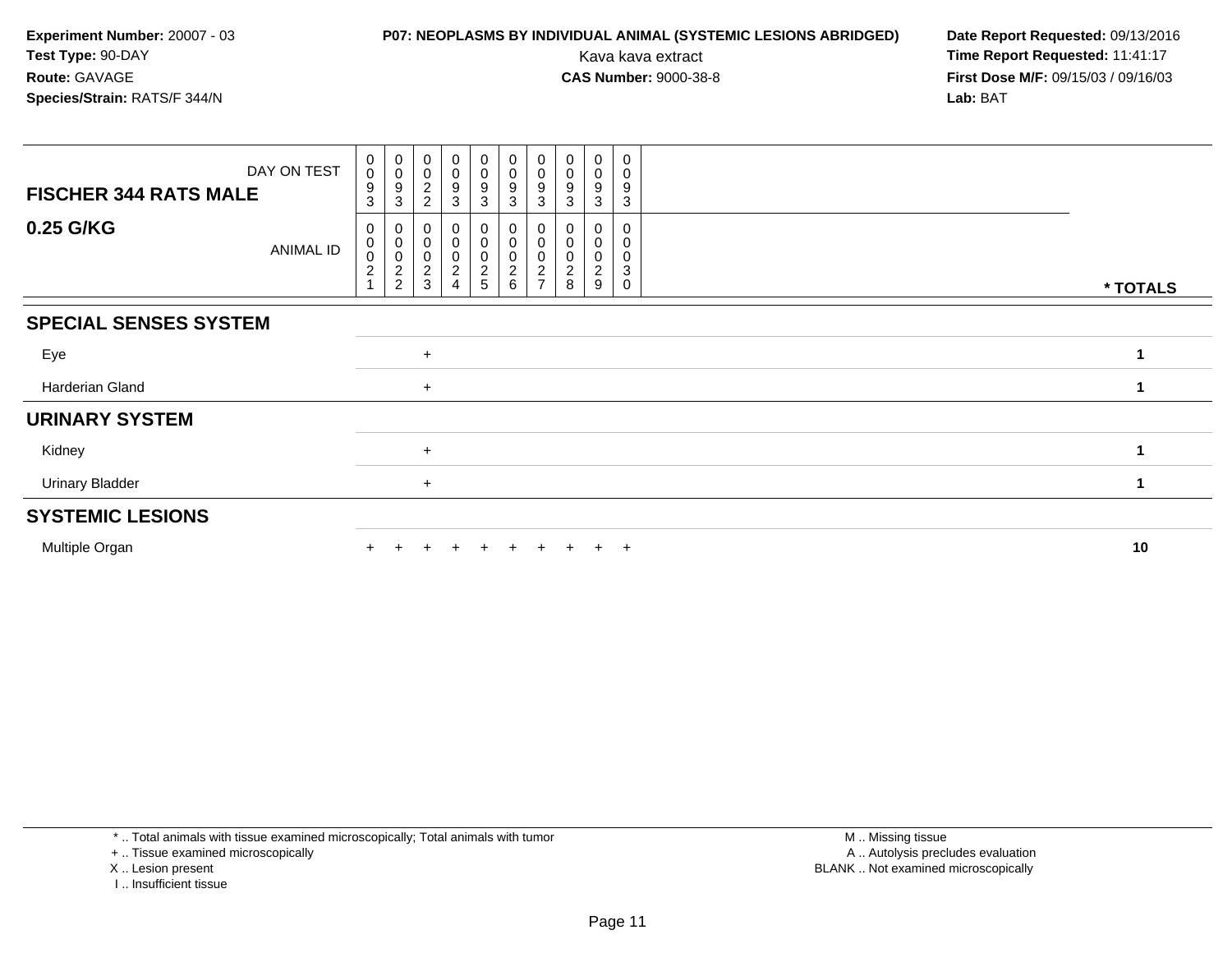**Experiment Number:** 20007 - 03
**Test Type:** 90-DAY
**Route:** GAVAGE
**Species/Strain:** RATS/F 344/N

**P07: NEOPLASMS BY INDIVIDUAL ANIMAL (SYSTEMIC LESIONS ABRIDGED)**
Kava kava extract
**CAS Number:** 9000-38-8

**Date Report Requested:** 09/13/2016
**Time Report Requested:** 11:41:17
**First Dose M/F:** 09/15/03 / 09/16/03
**Lab:** BAT

| FISCHER 344 RATS MALE 0.25 G/KG | | | | | | | | | | | |
|---|---|---|---|---|---|---|---|---|---|---|---|
| DAY ON TEST | 0093 | 0093 | 0022 | 0093 | 0093 | 0093 | 0093 | 0093 | 0093 | 0093 | |
| ANIMAL ID | 00021 | 00022 | 00023 | 00024 | 00025 | 00026 | 00027 | 00028 | 00029 | 00030 | * TOTALS |
| **SPECIAL SENSES SYSTEM** | | | | | | | | | | | |
| Eye | | | + | | | | | | | | 1 |
| Harderian Gland | | | + | | | | | | | | 1 |
| **URINARY SYSTEM** | | | | | | | | | | | |
| Kidney | | | + | | | | | | | | 1 |
| Urinary Bladder | | | + | | | | | | | | 1 |
| **SYSTEMIC LESIONS** | | | | | | | | | | | |
| Multiple Organ | + | + | + | + | + | + | + | + | + | + | 10 |

* .. Total animals with tissue examined microscopically; Total animals with tumor
+ .. Tissue examined microscopically
X .. Lesion present
I .. Insufficient tissue

M .. Missing tissue
A .. Autolysis precludes evaluation
BLANK .. Not examined microscopically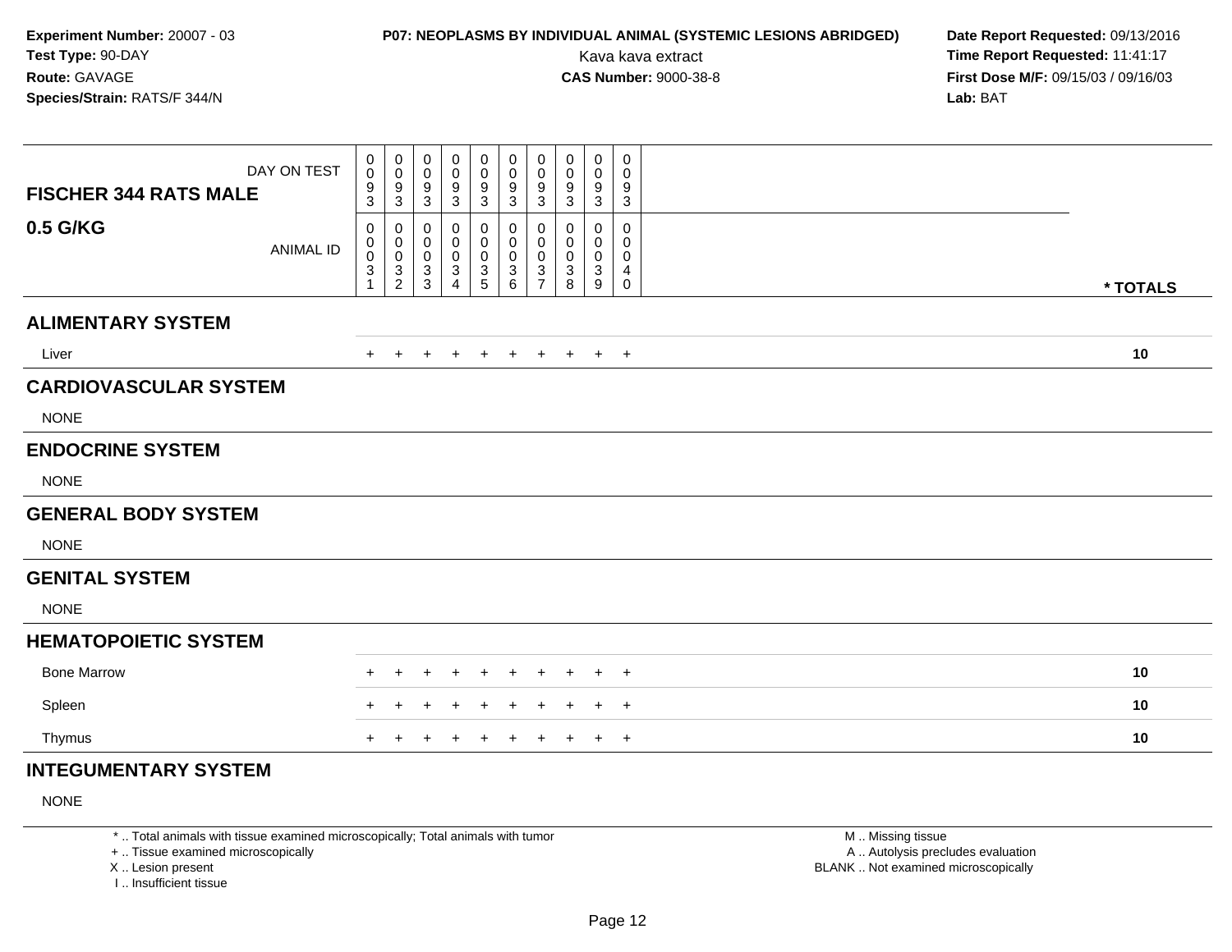**Experiment Number:** 20007 - 03
**Test Type:** 90-DAY
**Route:** GAVAGE
**Species/Strain:** RATS/F 344/N

**P07: NEOPLASMS BY INDIVIDUAL ANIMAL (SYSTEMIC LESIONS ABRIDGED)**
Kava kava extract
**CAS Number:** 9000-38-8

**Date Report Requested:** 09/13/2016
**Time Report Requested:** 11:41:17
**First Dose M/F:** 09/15/03 / 09/16/03
**Lab:** BAT

| FISCHER 344 RATS MALE — DAY ON TEST | 0093 | 0093 | 0093 | 0093 | 0093 | 0093 | 0093 | 0093 | 0093 | 0093 | |
|---|---|---|---|---|---|---|---|---|---|---|---|
| **0.5 G/KG** — ANIMAL ID | 00031 | 00032 | 00033 | 00034 | 00035 | 00036 | 00037 | 00038 | 00039 | 00040 | *** TOTALS** |
| **ALIMENTARY SYSTEM** | | | | | | | | | | | |
| Liver | + | + | + | + | + | + | + | + | + | + | 10 |
| **CARDIOVASCULAR SYSTEM** | | | | | | | | | | | |
| NONE | | | | | | | | | | | |
| **ENDOCRINE SYSTEM** | | | | | | | | | | | |
| NONE | | | | | | | | | | | |
| **GENERAL BODY SYSTEM** | | | | | | | | | | | |
| NONE | | | | | | | | | | | |
| **GENITAL SYSTEM** | | | | | | | | | | | |
| NONE | | | | | | | | | | | |
| **HEMATOPOIETIC SYSTEM** | | | | | | | | | | | |
| Bone Marrow | + | + | + | + | + | + | + | + | + | + | 10 |
| Spleen | + | + | + | + | + | + | + | + | + | + | 10 |
| Thymus | + | + | + | + | + | + | + | + | + | + | 10 |
| **INTEGUMENTARY SYSTEM** | | | | | | | | | | | |
| NONE | | | | | | | | | | | |

* .. Total animals with tissue examined microscopically; Total animals with tumor
+ .. Tissue examined microscopically
X .. Lesion present
I .. Insufficient tissue

M .. Missing tissue
A .. Autolysis precludes evaluation
BLANK .. Not examined microscopically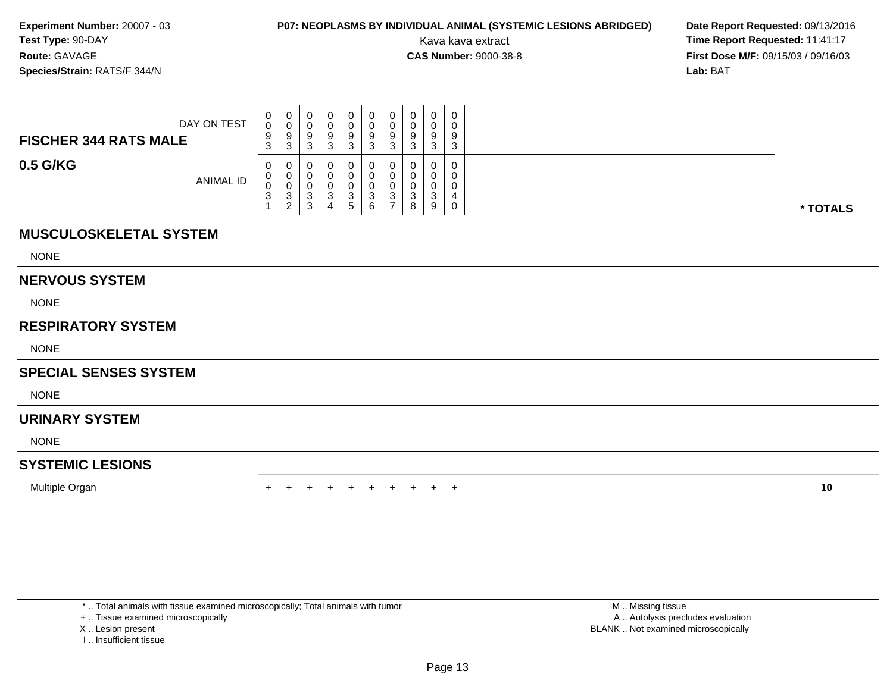**Experiment Number:** 20007 - 03
**Test Type:** 90-DAY
**Route:** GAVAGE
**Species/Strain:** RATS/F 344/N

**P07: NEOPLASMS BY INDIVIDUAL ANIMAL (SYSTEMIC LESIONS ABRIDGED)**
Kava kava extract
**CAS Number:** 9000-38-8

**Date Report Requested:** 09/13/2016
**Time Report Requested:** 11:41:17
**First Dose M/F:** 09/15/03 / 09/16/03
**Lab:** BAT

| FISCHER 344 RATS MALE — DAY ON TEST | 0093 | 0093 | 0093 | 0093 | 0093 | 0093 | 0093 | 0093 | 0093 | 0093 | |
|---|---|---|---|---|---|---|---|---|---|---|---|
| **0.5 G/KG** — ANIMAL ID | 00031 | 00032 | 00033 | 00034 | 00035 | 00036 | 00037 | 00038 | 00039 | 00040 | *** TOTALS** |
| **MUSCULOSKELETAL SYSTEM** | | | | | | | | | | | |
| NONE | | | | | | | | | | | |
| **NERVOUS SYSTEM** | | | | | | | | | | | |
| NONE | | | | | | | | | | | |
| **RESPIRATORY SYSTEM** | | | | | | | | | | | |
| NONE | | | | | | | | | | | |
| **SPECIAL SENSES SYSTEM** | | | | | | | | | | | |
| NONE | | | | | | | | | | | |
| **URINARY SYSTEM** | | | | | | | | | | | |
| NONE | | | | | | | | | | | |
| **SYSTEMIC LESIONS** | | | | | | | | | | | |
| Multiple Organ | + | + | + | + | + | + | + | + | + | + | **10** |

* .. Total animals with tissue examined microscopically; Total animals with tumor
+ .. Tissue examined microscopically
X .. Lesion present
I .. Insufficient tissue

M .. Missing tissue
A .. Autolysis precludes evaluation
BLANK .. Not examined microscopically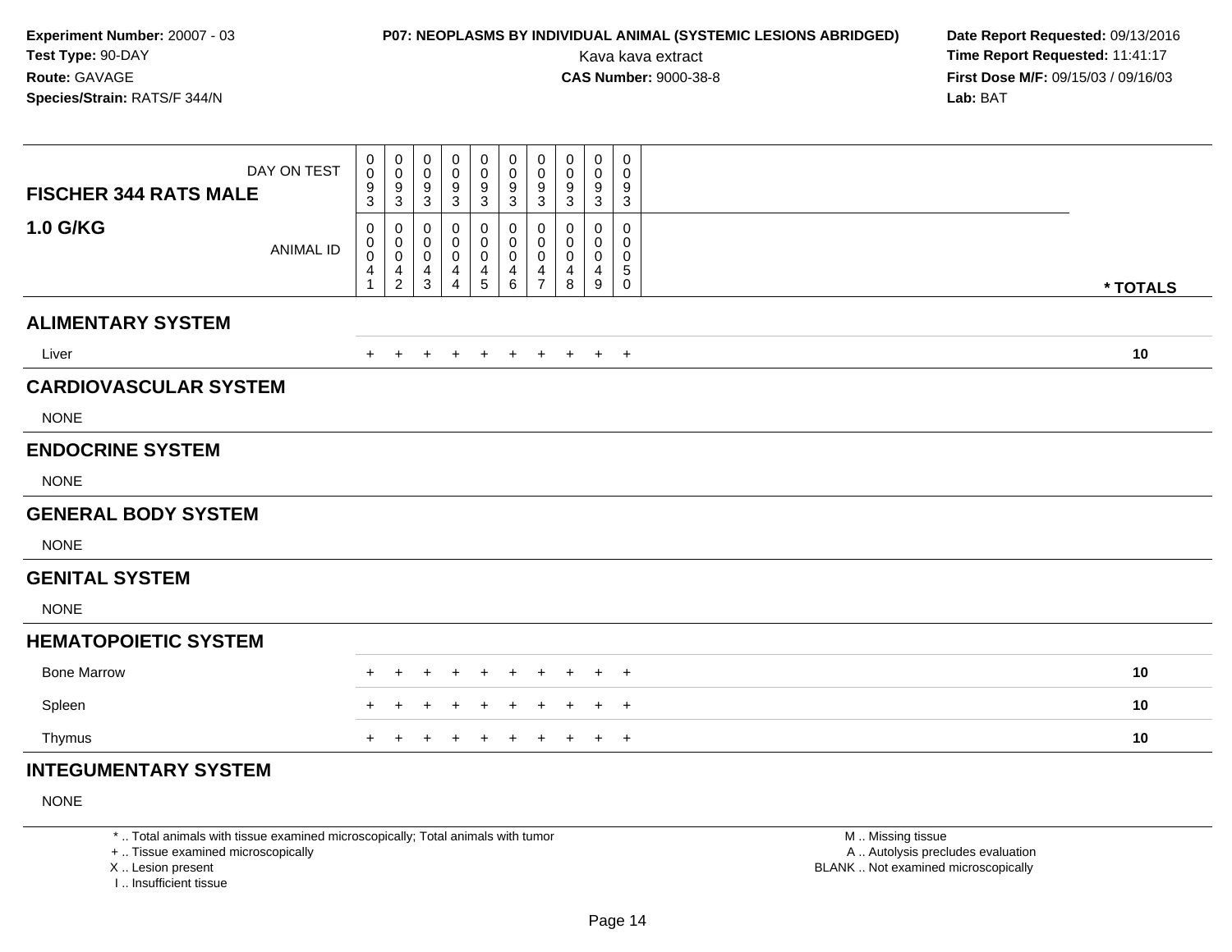**Experiment Number:** 20007 - 03
**Test Type:** 90-DAY
**Route:** GAVAGE
**Species/Strain:** RATS/F 344/N

**P07: NEOPLASMS BY INDIVIDUAL ANIMAL (SYSTEMIC LESIONS ABRIDGED)**
Kava kava extract
**CAS Number:** 9000-38-8

**Date Report Requested:** 09/13/2016
**Time Report Requested:** 11:41:17
**First Dose M/F:** 09/15/03 / 09/16/03
**Lab:** BAT

| FISCHER 344 RATS MALE 1.0 G/KG | | | | | | | | | | | |
|---|---|---|---|---|---|---|---|---|---|---|---|
| DAY ON TEST | 0093 | 0093 | 0093 | 0093 | 0093 | 0093 | 0093 | 0093 | 0093 | 0093 | |
| ANIMAL ID | 00041 | 00042 | 00043 | 00044 | 00045 | 00046 | 00047 | 00048 | 00049 | 00050 | * TOTALS |
| **ALIMENTARY SYSTEM** | | | | | | | | | | | |
| Liver | + | + | + | + | + | + | + | + | + | + | 10 |
| **CARDIOVASCULAR SYSTEM** | | | | | | | | | | | |
| NONE | | | | | | | | | | | |
| **ENDOCRINE SYSTEM** | | | | | | | | | | | |
| NONE | | | | | | | | | | | |
| **GENERAL BODY SYSTEM** | | | | | | | | | | | |
| NONE | | | | | | | | | | | |
| **GENITAL SYSTEM** | | | | | | | | | | | |
| NONE | | | | | | | | | | | |
| **HEMATOPOIETIC SYSTEM** | | | | | | | | | | | |
| Bone Marrow | + | + | + | + | + | + | + | + | + | + | 10 |
| Spleen | + | + | + | + | + | + | + | + | + | + | 10 |
| Thymus | + | + | + | + | + | + | + | + | + | + | 10 |
| **INTEGUMENTARY SYSTEM** | | | | | | | | | | | |
| NONE | | | | | | | | | | | |

\* .. Total animals with tissue examined microscopically; Total animals with tumor
\+ .. Tissue examined microscopically
X .. Lesion present
I .. Insufficient tissue

M .. Missing tissue
A .. Autolysis precludes evaluation
BLANK .. Not examined microscopically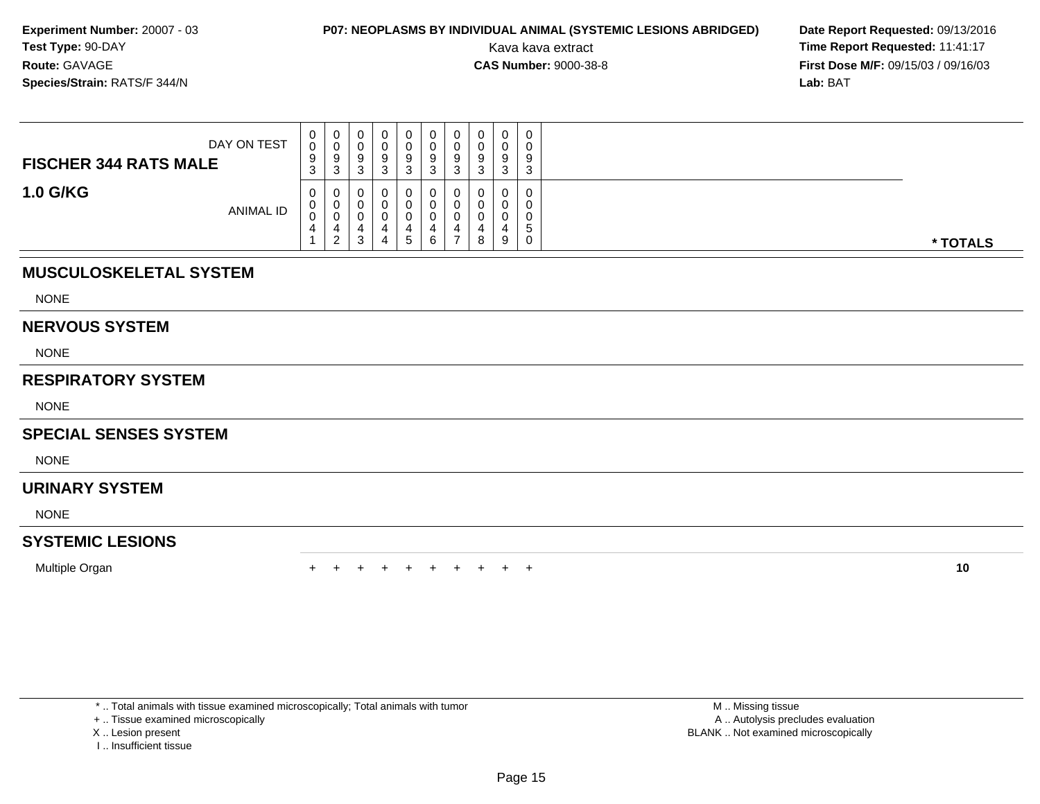**Experiment Number:** 20007 - 03
**Test Type:** 90-DAY
**Route:** GAVAGE
**Species/Strain:** RATS/F 344/N

**P07: NEOPLASMS BY INDIVIDUAL ANIMAL (SYSTEMIC LESIONS ABRIDGED)**
Kava kava extract
**CAS Number:** 9000-38-8

**Date Report Requested:** 09/13/2016
**Time Report Requested:** 11:41:17
**First Dose M/F:** 09/15/03 / 09/16/03
**Lab:** BAT

| **FISCHER 344 RATS MALE** DAY ON TEST | 0093 | 0093 | 0093 | 0093 | 0093 | 0093 | 0093 | 0093 | 0093 | 0093 | |
|---|---|---|---|---|---|---|---|---|---|---|---|
| **1.0 G/KG** ANIMAL ID | 00041 | 00042 | 00043 | 00044 | 00045 | 00046 | 00047 | 00048 | 00049 | 00050 | *** TOTALS** |
| **MUSCULOSKELETAL SYSTEM** | | | | | | | | | | | |
| NONE | | | | | | | | | | | |
| **NERVOUS SYSTEM** | | | | | | | | | | | |
| NONE | | | | | | | | | | | |
| **RESPIRATORY SYSTEM** | | | | | | | | | | | |
| NONE | | | | | | | | | | | |
| **SPECIAL SENSES SYSTEM** | | | | | | | | | | | |
| NONE | | | | | | | | | | | |
| **URINARY SYSTEM** | | | | | | | | | | | |
| NONE | | | | | | | | | | | |
| **SYSTEMIC LESIONS** | | | | | | | | | | | |
| Multiple Organ | + | + | + | + | + | + | + | + | + | + | **10** |

* .. Total animals with tissue examined microscopically; Total animals with tumor
+ .. Tissue examined microscopically
X .. Lesion present
I .. Insufficient tissue

M .. Missing tissue
A .. Autolysis precludes evaluation
BLANK .. Not examined microscopically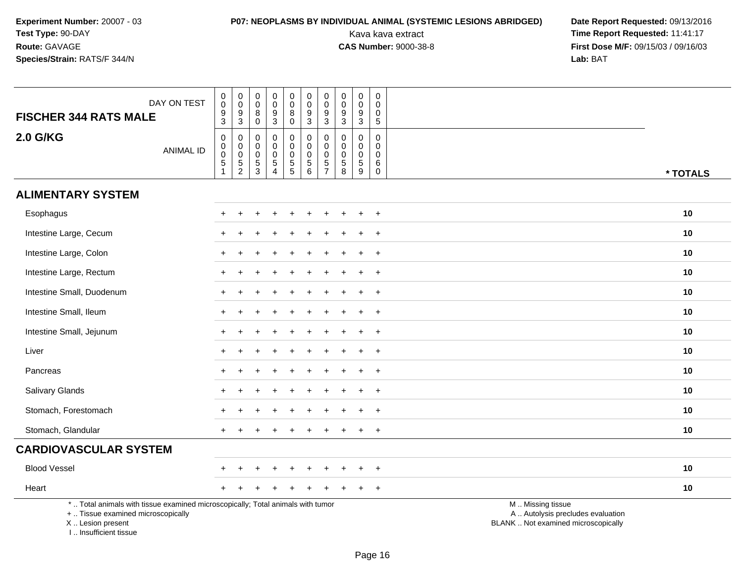**Experiment Number:** 20007 - 03
**Test Type:** 90-DAY
**Route:** GAVAGE
**Species/Strain:** RATS/F 344/N

**P07: NEOPLASMS BY INDIVIDUAL ANIMAL (SYSTEMIC LESIONS ABRIDGED)**
Kava kava extract
**CAS Number:** 9000-38-8

**Date Report Requested:** 09/13/2016
**Time Report Requested:** 11:41:17
**First Dose M/F:** 09/15/03 / 09/16/03
**Lab:** BAT

**FISCHER 344 RATS MALE**
**2.0 G/KG**

| DAY ON TEST | 0093 | 0093 | 0080 | 0093 | 0080 | 0093 | 0093 | 0093 | 0093 | 0005 | |
|---|---|---|---|---|---|---|---|---|---|---|---|
| ANIMAL ID | 00051 | 00052 | 00053 | 00054 | 00055 | 00056 | 00057 | 00058 | 00059 | 00060 | * TOTALS |
| **ALIMENTARY SYSTEM** | | | | | | | | | | | |
| Esophagus | + | + | + | + | + | + | + | + | + | + | 10 |
| Intestine Large, Cecum | + | + | + | + | + | + | + | + | + | + | 10 |
| Intestine Large, Colon | + | + | + | + | + | + | + | + | + | + | 10 |
| Intestine Large, Rectum | + | + | + | + | + | + | + | + | + | + | 10 |
| Intestine Small, Duodenum | + | + | + | + | + | + | + | + | + | + | 10 |
| Intestine Small, Ileum | + | + | + | + | + | + | + | + | + | + | 10 |
| Intestine Small, Jejunum | + | + | + | + | + | + | + | + | + | + | 10 |
| Liver | + | + | + | + | + | + | + | + | + | + | 10 |
| Pancreas | + | + | + | + | + | + | + | + | + | + | 10 |
| Salivary Glands | + | + | + | + | + | + | + | + | + | + | 10 |
| Stomach, Forestomach | + | + | + | + | + | + | + | + | + | + | 10 |
| Stomach, Glandular | + | + | + | + | + | + | + | + | + | + | 10 |
| **CARDIOVASCULAR SYSTEM** | | | | | | | | | | | |
| Blood Vessel | + | + | + | + | + | + | + | + | + | + | 10 |
| Heart | + | + | + | + | + | + | + | + | + | + | 10 |

* .. Total animals with tissue examined microscopically; Total animals with tumor
+ .. Tissue examined microscopically
X .. Lesion present
I .. Insufficient tissue

M .. Missing tissue
A .. Autolysis precludes evaluation
BLANK .. Not examined microscopically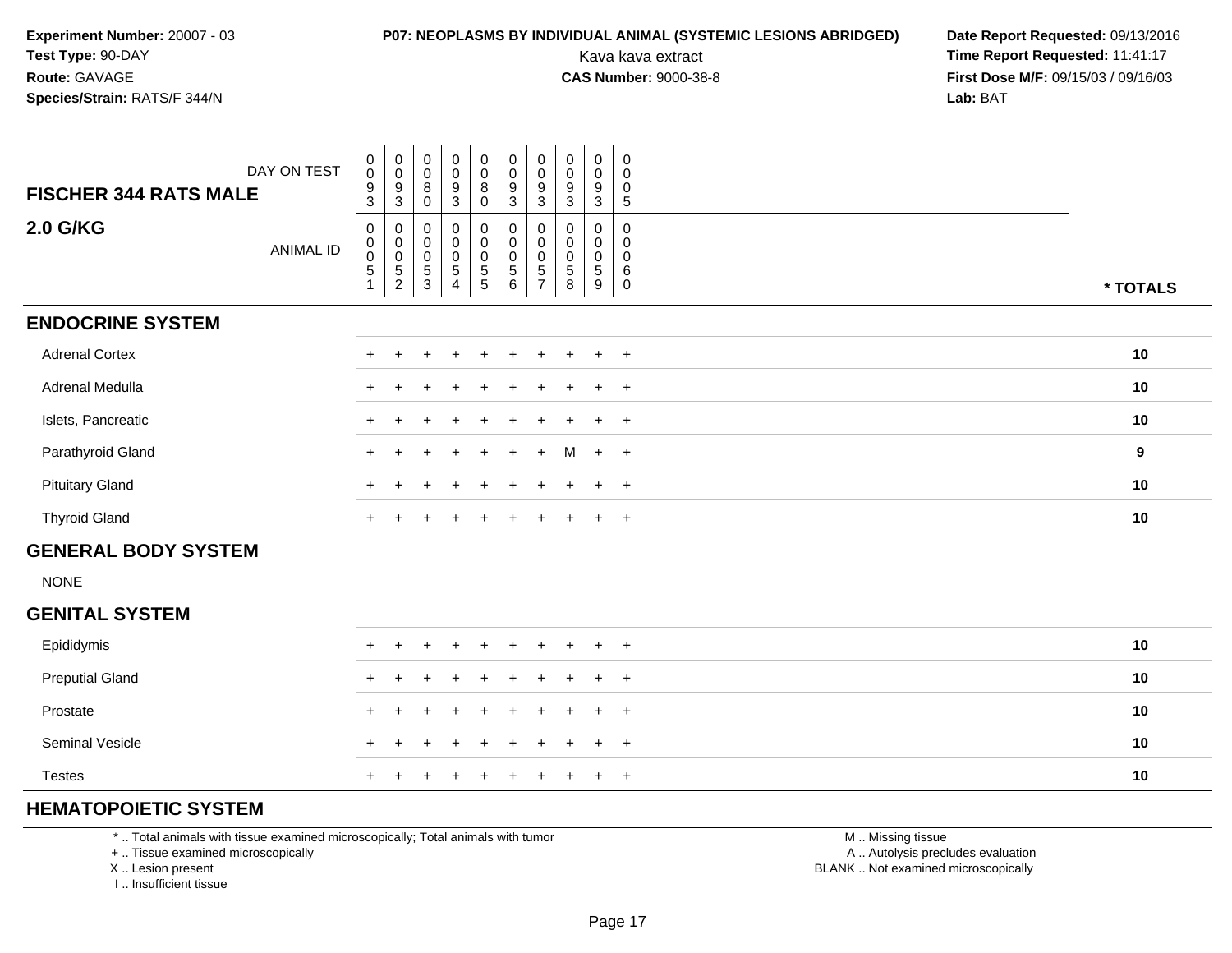**Experiment Number:** 20007 - 03
**Test Type:** 90-DAY
**Route:** GAVAGE
**Species/Strain:** RATS/F 344/N

**P07: NEOPLASMS BY INDIVIDUAL ANIMAL (SYSTEMIC LESIONS ABRIDGED)**
Kava kava extract
**CAS Number:** 9000-38-8

**Date Report Requested:** 09/13/2016
**Time Report Requested:** 11:41:17
**First Dose M/F:** 09/15/03 / 09/16/03
**Lab:** BAT

| FISCHER 344 RATS MALE — DAY ON TEST | 0093 | 0093 | 0080 | 0093 | 0080 | 0093 | 0093 | 0093 | 0093 | 0005 | |
|---|---|---|---|---|---|---|---|---|---|---|---|
| **2.0 G/KG** — ANIMAL ID | 00051 | 00052 | 00053 | 00054 | 00055 | 00056 | 00057 | 00058 | 00059 | 00060 | *** TOTALS** |
| **ENDOCRINE SYSTEM** | | | | | | | | | | | |
| Adrenal Cortex | + | + | + | + | + | + | + | + | + | + | 10 |
| Adrenal Medulla | + | + | + | + | + | + | + | + | + | + | 10 |
| Islets, Pancreatic | + | + | + | + | + | + | + | + | + | + | 10 |
| Parathyroid Gland | + | + | + | + | + | + | + | M | + | + | 9 |
| Pituitary Gland | + | + | + | + | + | + | + | + | + | + | 10 |
| Thyroid Gland | + | + | + | + | + | + | + | + | + | + | 10 |
| **GENERAL BODY SYSTEM** | | | | | | | | | | | |
| NONE | | | | | | | | | | | |
| **GENITAL SYSTEM** | | | | | | | | | | | |
| Epididymis | + | + | + | + | + | + | + | + | + | + | 10 |
| Preputial Gland | + | + | + | + | + | + | + | + | + | + | 10 |
| Prostate | + | + | + | + | + | + | + | + | + | + | 10 |
| Seminal Vesicle | + | + | + | + | + | + | + | + | + | + | 10 |
| Testes | + | + | + | + | + | + | + | + | + | + | 10 |
| **HEMATOPOIETIC SYSTEM** | | | | | | | | | | | |

* .. Total animals with tissue examined microscopically; Total animals with tumor
+ .. Tissue examined microscopically
X .. Lesion present
I .. Insufficient tissue

M .. Missing tissue
A .. Autolysis precludes evaluation
BLANK .. Not examined microscopically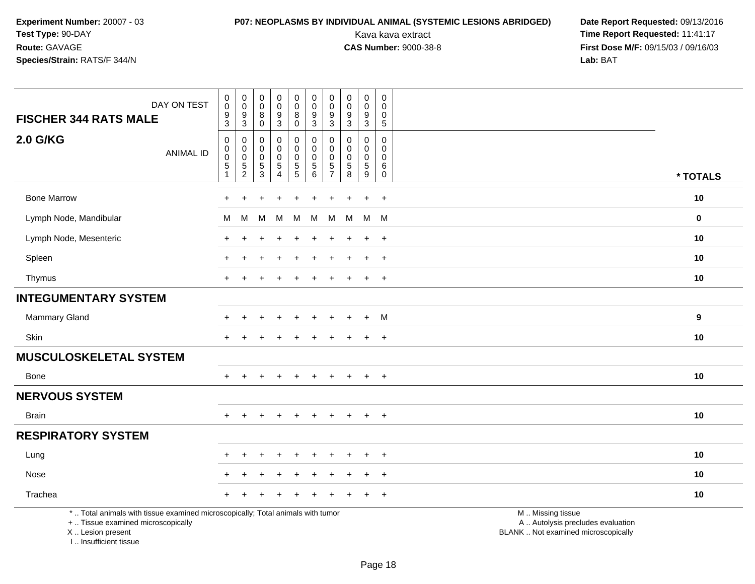**Experiment Number:** 20007 - 03
**Test Type:** 90-DAY
**Route:** GAVAGE
**Species/Strain:** RATS/F 344/N

**P07: NEOPLASMS BY INDIVIDUAL ANIMAL (SYSTEMIC LESIONS ABRIDGED)**
Kava kava extract
**CAS Number:** 9000-38-8

**Date Report Requested:** 09/13/2016
**Time Report Requested:** 11:41:17
**First Dose M/F:** 09/15/03 / 09/16/03
**Lab:** BAT

| FISCHER 344 RATS MALE — DAY ON TEST | 0093 | 0093 | 0080 | 0093 | 0080 | 0093 | 0093 | 0093 | 0093 | 0005 | |
|---|---|---|---|---|---|---|---|---|---|---|---|
| **2.0 G/KG** — ANIMAL ID | 00051 | 00052 | 00053 | 00054 | 00055 | 00056 | 00057 | 00058 | 00059 | 00060 | * TOTALS |
| Bone Marrow | + | + | + | + | + | + | + | + | + | + | 10 |
| Lymph Node, Mandibular | M | M | M | M | M | M | M | M | M | M | 0 |
| Lymph Node, Mesenteric | + | + | + | + | + | + | + | + | + | + | 10 |
| Spleen | + | + | + | + | + | + | + | + | + | + | 10 |
| Thymus | + | + | + | + | + | + | + | + | + | + | 10 |
| **INTEGUMENTARY SYSTEM** | | | | | | | | | | | |
| Mammary Gland | + | + | + | + | + | + | + | + | + | M | 9 |
| Skin | + | + | + | + | + | + | + | + | + | + | 10 |
| **MUSCULOSKELETAL SYSTEM** | | | | | | | | | | | |
| Bone | + | + | + | + | + | + | + | + | + | + | 10 |
| **NERVOUS SYSTEM** | | | | | | | | | | | |
| Brain | + | + | + | + | + | + | + | + | + | + | 10 |
| **RESPIRATORY SYSTEM** | | | | | | | | | | | |
| Lung | + | + | + | + | + | + | + | + | + | + | 10 |
| Nose | + | + | + | + | + | + | + | + | + | + | 10 |
| Trachea | + | + | + | + | + | + | + | + | + | + | 10 |

* .. Total animals with tissue examined microscopically; Total animals with tumor
+ .. Tissue examined microscopically
X .. Lesion present
I .. Insufficient tissue

M .. Missing tissue
A .. Autolysis precludes evaluation
BLANK .. Not examined microscopically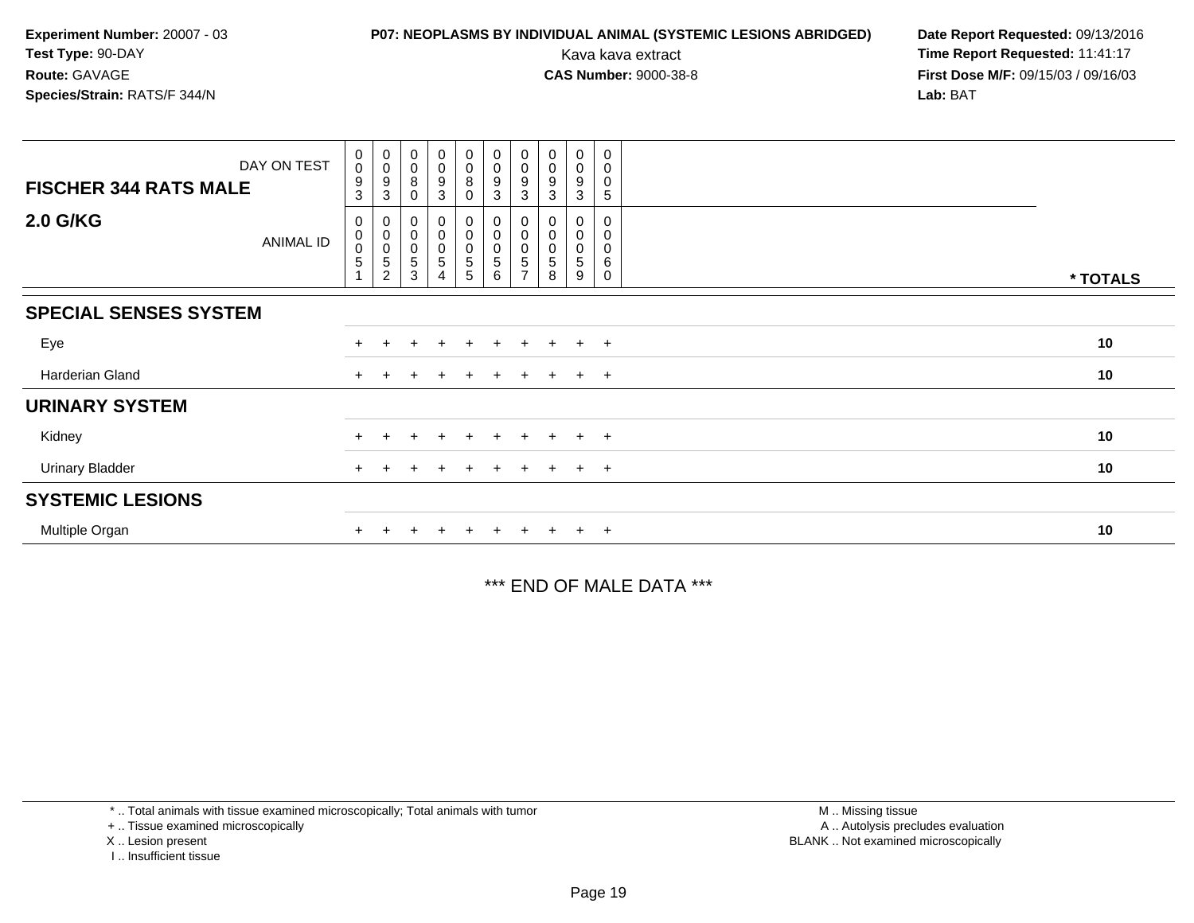**Experiment Number:** 20007 - 03
**Test Type:** 90-DAY
**Route:** GAVAGE
**Species/Strain:** RATS/F 344/N

**P07: NEOPLASMS BY INDIVIDUAL ANIMAL (SYSTEMIC LESIONS ABRIDGED)**
Kava kava extract
**CAS Number:** 9000-38-8

**Date Report Requested:** 09/13/2016
**Time Report Requested:** 11:41:17
**First Dose M/F:** 09/15/03 / 09/16/03
**Lab:** BAT

| **FISCHER 344 RATS MALE** DAY ON TEST | 0093 | 0093 | 0080 | 0093 | 0080 | 0093 | 0093 | 0093 | 0093 | 0005 | |
|---|---|---|---|---|---|---|---|---|---|---|---|
| **2.0 G/KG** ANIMAL ID | 00051 | 00052 | 00053 | 00054 | 00055 | 00056 | 00057 | 00058 | 00059 | 00060 | **\* TOTALS** |
| **SPECIAL SENSES SYSTEM** | | | | | | | | | | | |
| Eye | + | + | + | + | + | + | + | + | + | + | **10** |
| Harderian Gland | + | + | + | + | + | + | + | + | + | + | **10** |
| **URINARY SYSTEM** | | | | | | | | | | | |
| Kidney | + | + | + | + | + | + | + | + | + | + | **10** |
| Urinary Bladder | + | + | + | + | + | + | + | + | + | + | **10** |
| **SYSTEMIC LESIONS** | | | | | | | | | | | |
| Multiple Organ | + | + | + | + | + | + | + | + | + | + | **10** |

\*\*\* END OF MALE DATA \*\*\*

\* .. Total animals with tissue examined microscopically; Total animals with tumor
\+ .. Tissue examined microscopically
X .. Lesion present
I .. Insufficient tissue

M .. Missing tissue
A .. Autolysis precludes evaluation
BLANK .. Not examined microscopically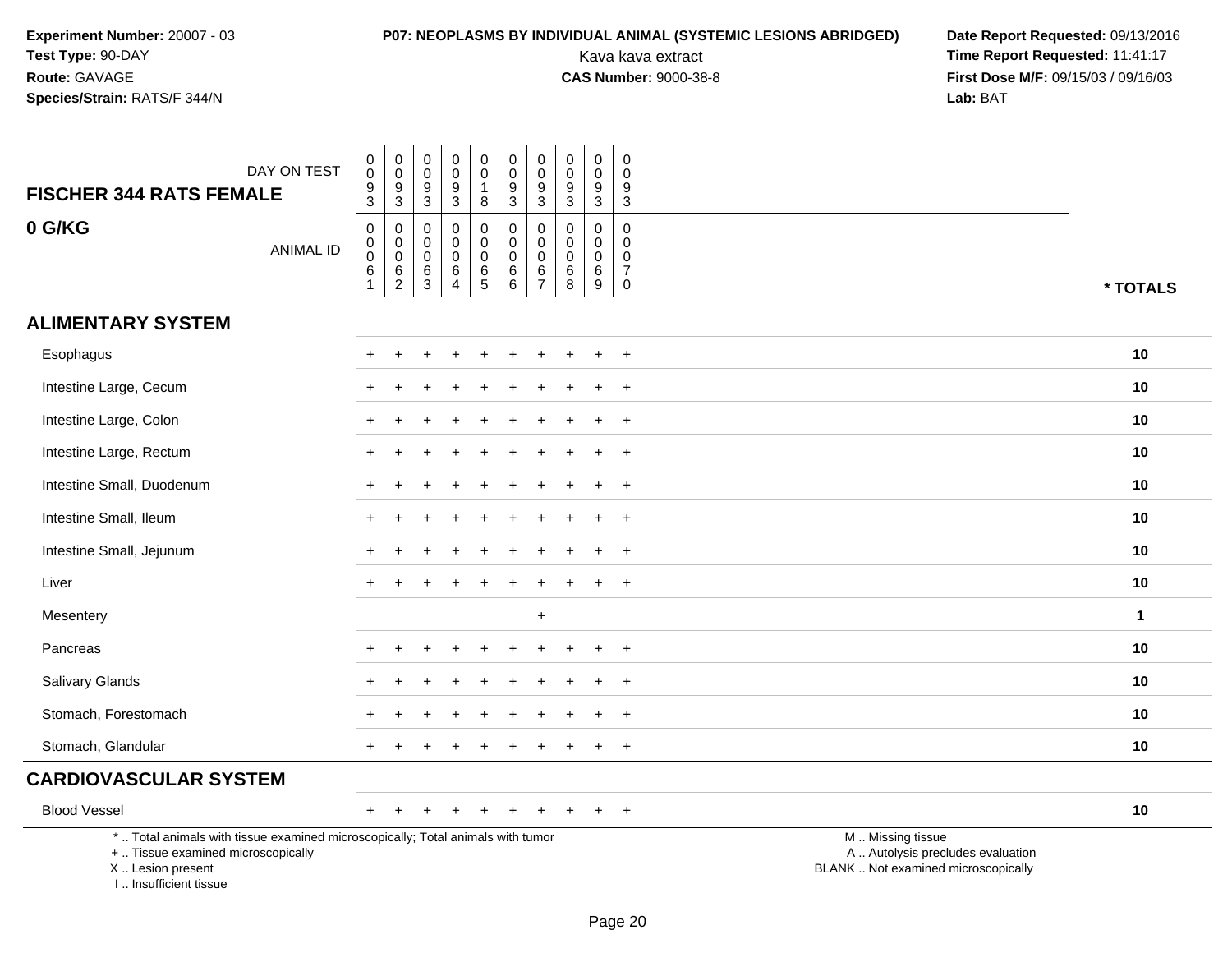**Experiment Number:** 20007 - 03
**Test Type:** 90-DAY
**Route:** GAVAGE
**Species/Strain:** RATS/F 344/N

**P07: NEOPLASMS BY INDIVIDUAL ANIMAL (SYSTEMIC LESIONS ABRIDGED)**
Kava kava extract
**CAS Number:** 9000-38-8

**Date Report Requested:** 09/13/2016
**Time Report Requested:** 11:41:17
**First Dose M/F:** 09/15/03 / 09/16/03
**Lab:** BAT

| FISCHER 344 RATS FEMALE<br>0 G/KG | DAY ON TEST | 0093 | 0093 | 0093 | 0093 | 0018 | 0093 | 0093 | 0093 | 0093 | 0093 | |
|---|---|---|---|---|---|---|---|---|---|---|---|---|
| | ANIMAL ID | 00061 | 00062 | 00063 | 00064 | 00065 | 00066 | 00067 | 00068 | 00069 | 00070 | * TOTALS |
| **ALIMENTARY SYSTEM** | | | | | | | | | | | | |
| Esophagus | | + | + | + | + | + | + | + | + | + | + | 10 |
| Intestine Large, Cecum | | + | + | + | + | + | + | + | + | + | + | 10 |
| Intestine Large, Colon | | + | + | + | + | + | + | + | + | + | + | 10 |
| Intestine Large, Rectum | | + | + | + | + | + | + | + | + | + | + | 10 |
| Intestine Small, Duodenum | | + | + | + | + | + | + | + | + | + | + | 10 |
| Intestine Small, Ileum | | + | + | + | + | + | + | + | + | + | + | 10 |
| Intestine Small, Jejunum | | + | + | + | + | + | + | + | + | + | + | 10 |
| Liver | | + | + | + | + | + | + | + | + | + | + | 10 |
| Mesentery | | | | | | | | + | | | | 1 |
| Pancreas | | + | + | + | + | + | + | + | + | + | + | 10 |
| Salivary Glands | | + | + | + | + | + | + | + | + | + | + | 10 |
| Stomach, Forestomach | | + | + | + | + | + | + | + | + | + | + | 10 |
| Stomach, Glandular | | + | + | + | + | + | + | + | + | + | + | 10 |
| **CARDIOVASCULAR SYSTEM** | | | | | | | | | | | | |
| Blood Vessel | | + | + | + | + | + | + | + | + | + | + | 10 |

\* .. Total animals with tissue examined microscopically; Total animals with tumor
\+ .. Tissue examined microscopically
X .. Lesion present
I .. Insufficient tissue

M .. Missing tissue
A .. Autolysis precludes evaluation
BLANK .. Not examined microscopically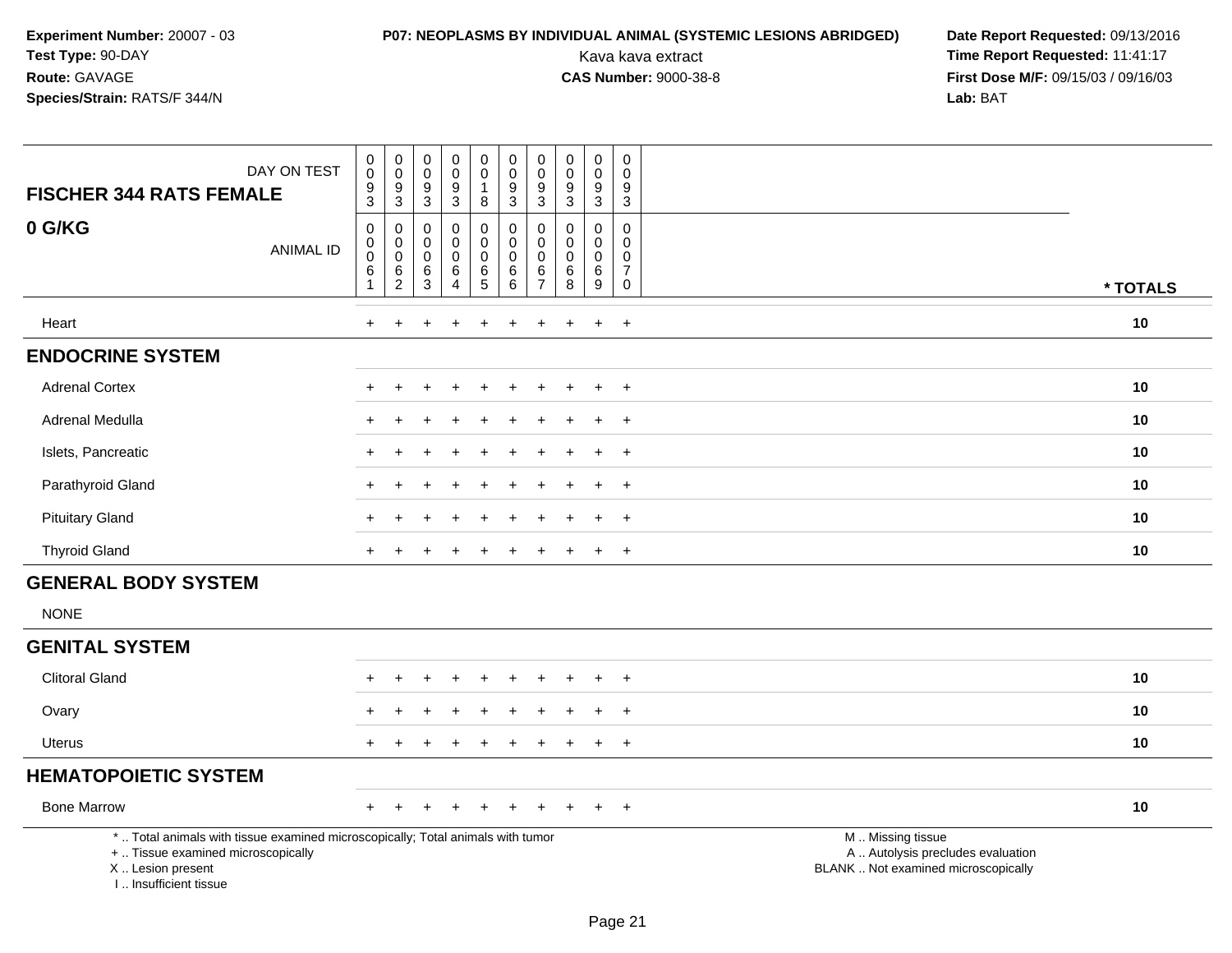**Experiment Number:** 20007 - 03
**Test Type:** 90-DAY
**Route:** GAVAGE
**Species/Strain:** RATS/F 344/N

**P07: NEOPLASMS BY INDIVIDUAL ANIMAL (SYSTEMIC LESIONS ABRIDGED)**
Kava kava extract
**CAS Number:** 9000-38-8

**Date Report Requested:** 09/13/2016
**Time Report Requested:** 11:41:17
**First Dose M/F:** 09/15/03 / 09/16/03
**Lab:** BAT

| FISCHER 344 RATS FEMALE — 0 G/KG | | | | | | | | | | | |
|---|---|---|---|---|---|---|---|---|---|---|---|
| DAY ON TEST | 0093 | 0093 | 0093 | 0093 | 0018 | 0093 | 0093 | 0093 | 0093 | 0093 | |
| ANIMAL ID | 00061 | 00062 | 00063 | 00064 | 00065 | 00066 | 00067 | 00068 | 00069 | 00070 | * TOTALS |
| Heart | + | + | + | + | + | + | + | + | + | + | 10 |
| **ENDOCRINE SYSTEM** | | | | | | | | | | | |
| Adrenal Cortex | + | + | + | + | + | + | + | + | + | + | 10 |
| Adrenal Medulla | + | + | + | + | + | + | + | + | + | + | 10 |
| Islets, Pancreatic | + | + | + | + | + | + | + | + | + | + | 10 |
| Parathyroid Gland | + | + | + | + | + | + | + | + | + | + | 10 |
| Pituitary Gland | + | + | + | + | + | + | + | + | + | + | 10 |
| Thyroid Gland | + | + | + | + | + | + | + | + | + | + | 10 |
| **GENERAL BODY SYSTEM** | | | | | | | | | | | |
| NONE | | | | | | | | | | | |
| **GENITAL SYSTEM** | | | | | | | | | | | |
| Clitoral Gland | + | + | + | + | + | + | + | + | + | + | 10 |
| Ovary | + | + | + | + | + | + | + | + | + | + | 10 |
| Uterus | + | + | + | + | + | + | + | + | + | + | 10 |
| **HEMATOPOIETIC SYSTEM** | | | | | | | | | | | |
| Bone Marrow | + | + | + | + | + | + | + | + | + | + | 10 |

* .. Total animals with tissue examined microscopically; Total animals with tumor
+ .. Tissue examined microscopically
X .. Lesion present
I .. Insufficient tissue

M .. Missing tissue
A .. Autolysis precludes evaluation
BLANK .. Not examined microscopically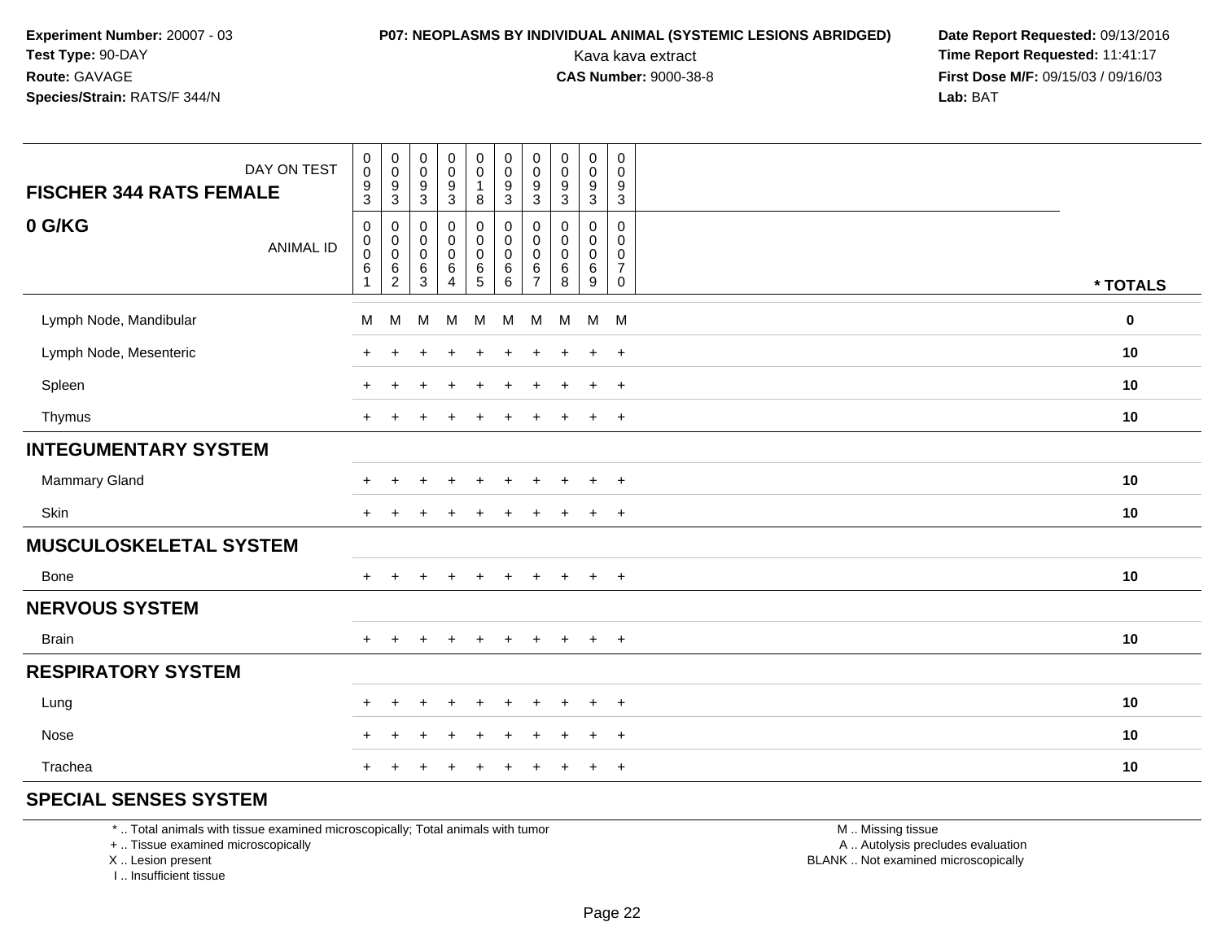**Experiment Number:** 20007 - 03
**Test Type:** 90-DAY
**Route:** GAVAGE
**Species/Strain:** RATS/F 344/N

**P07: NEOPLASMS BY INDIVIDUAL ANIMAL (SYSTEMIC LESIONS ABRIDGED)**
Kava kava extract
**CAS Number:** 9000-38-8

**Date Report Requested:** 09/13/2016
**Time Report Requested:** 11:41:17
**First Dose M/F:** 09/15/03 / 09/16/03
**Lab:** BAT

| FISCHER 344 RATS FEMALE — DAY ON TEST | 0093 | 0093 | 0093 | 0093 | 0018 | 0093 | 0093 | 0093 | 0093 | 0093 | |
|---|---|---|---|---|---|---|---|---|---|---|---|
| **0 G/KG** — ANIMAL ID | 00061 | 00062 | 00063 | 00064 | 00065 | 00066 | 00067 | 00068 | 00069 | 00070 | *** TOTALS** |
| Lymph Node, Mandibular | M | M | M | M | M | M | M | M | M | M | **0** |
| Lymph Node, Mesenteric | + | + | + | + | + | + | + | + | + | + | **10** |
| Spleen | + | + | + | + | + | + | + | + | + | + | **10** |
| Thymus | + | + | + | + | + | + | + | + | + | + | **10** |
| **INTEGUMENTARY SYSTEM** | | | | | | | | | | | |
| Mammary Gland | + | + | + | + | + | + | + | + | + | + | **10** |
| Skin | + | + | + | + | + | + | + | + | + | + | **10** |
| **MUSCULOSKELETAL SYSTEM** | | | | | | | | | | | |
| Bone | + | + | + | + | + | + | + | + | + | + | **10** |
| **NERVOUS SYSTEM** | | | | | | | | | | | |
| Brain | + | + | + | + | + | + | + | + | + | + | **10** |
| **RESPIRATORY SYSTEM** | | | | | | | | | | | |
| Lung | + | + | + | + | + | + | + | + | + | + | **10** |
| Nose | + | + | + | + | + | + | + | + | + | + | **10** |
| Trachea | + | + | + | + | + | + | + | + | + | + | **10** |
| **SPECIAL SENSES SYSTEM** | | | | | | | | | | | |

\* .. Total animals with tissue examined microscopically; Total animals with tumor
\+ .. Tissue examined microscopically
X .. Lesion present
I .. Insufficient tissue

M .. Missing tissue
A .. Autolysis precludes evaluation
BLANK .. Not examined microscopically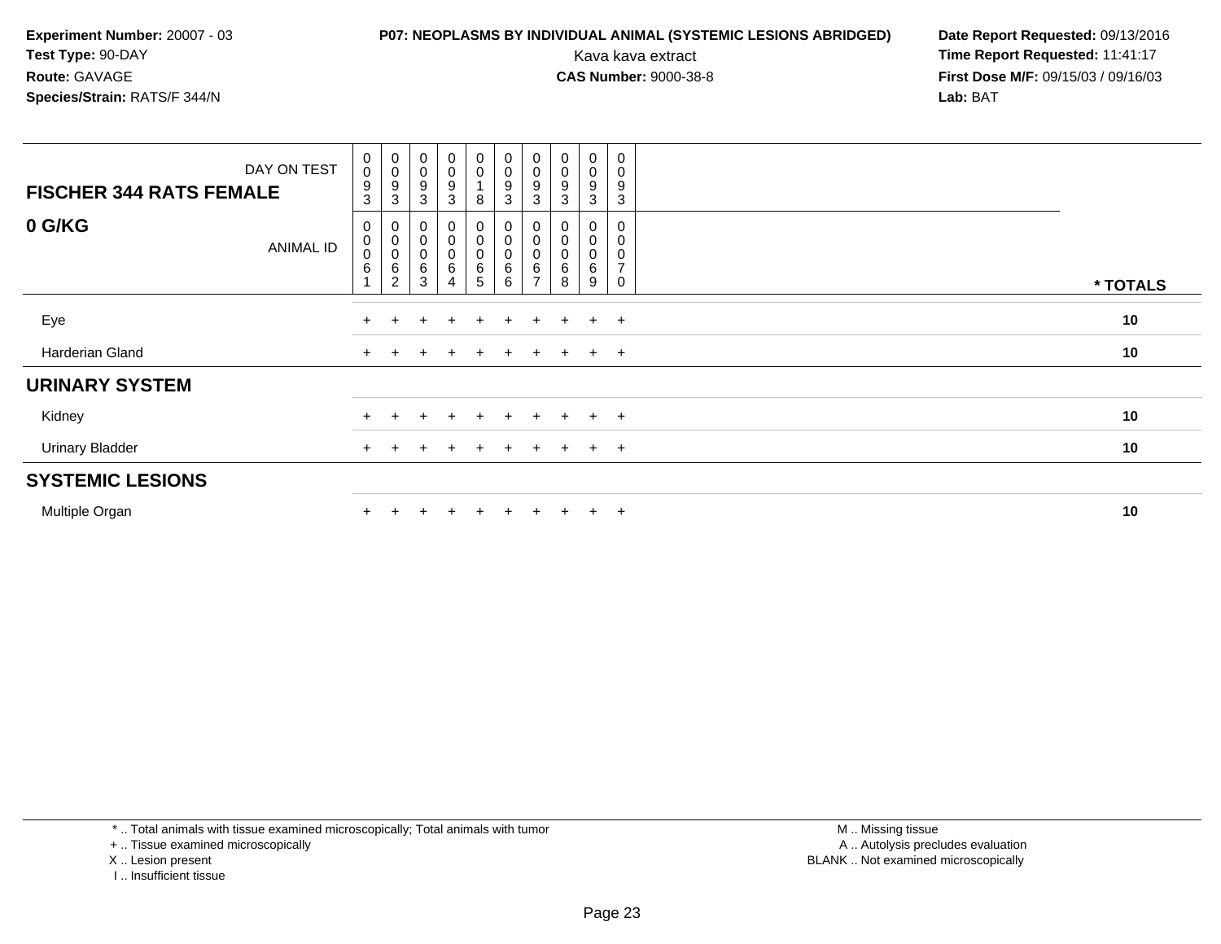**Experiment Number:** 20007 - 03
**Test Type:** 90-DAY
**Route:** GAVAGE
**Species/Strain:** RATS/F 344/N

**P07: NEOPLASMS BY INDIVIDUAL ANIMAL (SYSTEMIC LESIONS ABRIDGED)**
Kava kava extract
**CAS Number:** 9000-38-8

**Date Report Requested:** 09/13/2016
**Time Report Requested:** 11:41:17
**First Dose M/F:** 09/15/03 / 09/16/03
**Lab:** BAT

| FISCHER 344 RATS FEMALE — DAY ON TEST | 0093 | 0093 | 0093 | 0093 | 0018 | 0093 | 0093 | 0093 | 0093 | 0093 | |
|---|---|---|---|---|---|---|---|---|---|---|---|
| **0 G/KG** — ANIMAL ID | 00061 | 00062 | 00063 | 00064 | 00065 | 00066 | 00067 | 00068 | 00069 | 00070 | *** TOTALS** |
| Eye | + | + | + | + | + | + | + | + | + | + | **10** |
| Harderian Gland | + | + | + | + | + | + | + | + | + | + | **10** |
| **URINARY SYSTEM** | | | | | | | | | | | |
| Kidney | + | + | + | + | + | + | + | + | + | + | **10** |
| Urinary Bladder | + | + | + | + | + | + | + | + | + | + | **10** |
| **SYSTEMIC LESIONS** | | | | | | | | | | | |
| Multiple Organ | + | + | + | + | + | + | + | + | + | + | **10** |

\* .. Total animals with tissue examined microscopically; Total animals with tumor
\+ .. Tissue examined microscopically
X .. Lesion present
I .. Insufficient tissue

M .. Missing tissue
A .. Autolysis precludes evaluation
BLANK .. Not examined microscopically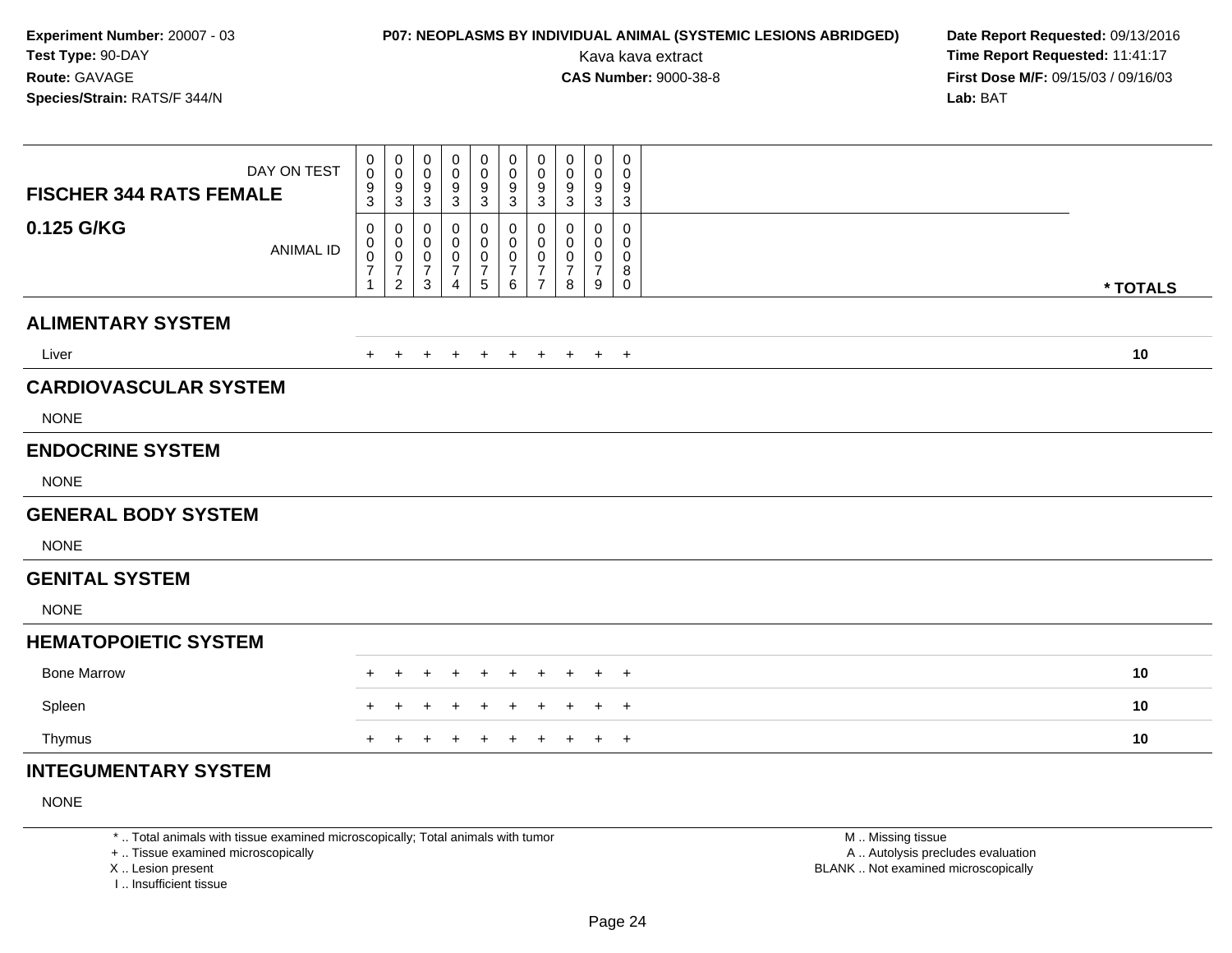**Experiment Number:** 20007 - 03
**Test Type:** 90-DAY
**Route:** GAVAGE
**Species/Strain:** RATS/F 344/N

**P07: NEOPLASMS BY INDIVIDUAL ANIMAL (SYSTEMIC LESIONS ABRIDGED)**
Kava kava extract
**CAS Number:** 9000-38-8

**Date Report Requested:** 09/13/2016
**Time Report Requested:** 11:41:17
**First Dose M/F:** 09/15/03 / 09/16/03
**Lab:** BAT

| FISCHER 344 RATS FEMALE 0.125 G/KG | | | | | | | | | | | |
|---|---|---|---|---|---|---|---|---|---|---|---|
| DAY ON TEST | 0093 | 0093 | 0093 | 0093 | 0093 | 0093 | 0093 | 0093 | 0093 | 0093 | |
| ANIMAL ID | 00071 | 00072 | 00073 | 00074 | 00075 | 00076 | 00077 | 00078 | 00079 | 00080 | * TOTALS |
| **ALIMENTARY SYSTEM** | | | | | | | | | | | |
| Liver | + | + | + | + | + | + | + | + | + | + | 10 |
| **CARDIOVASCULAR SYSTEM** | | | | | | | | | | | |
| NONE | | | | | | | | | | | |
| **ENDOCRINE SYSTEM** | | | | | | | | | | | |
| NONE | | | | | | | | | | | |
| **GENERAL BODY SYSTEM** | | | | | | | | | | | |
| NONE | | | | | | | | | | | |
| **GENITAL SYSTEM** | | | | | | | | | | | |
| NONE | | | | | | | | | | | |
| **HEMATOPOIETIC SYSTEM** | | | | | | | | | | | |
| Bone Marrow | + | + | + | + | + | + | + | + | + | + | 10 |
| Spleen | + | + | + | + | + | + | + | + | + | + | 10 |
| Thymus | + | + | + | + | + | + | + | + | + | + | 10 |
| **INTEGUMENTARY SYSTEM** | | | | | | | | | | | |
| NONE | | | | | | | | | | | |

\* .. Total animals with tissue examined microscopically; Total animals with tumor
+ .. Tissue examined microscopically
X .. Lesion present
I .. Insufficient tissue

M .. Missing tissue
A .. Autolysis precludes evaluation
BLANK .. Not examined microscopically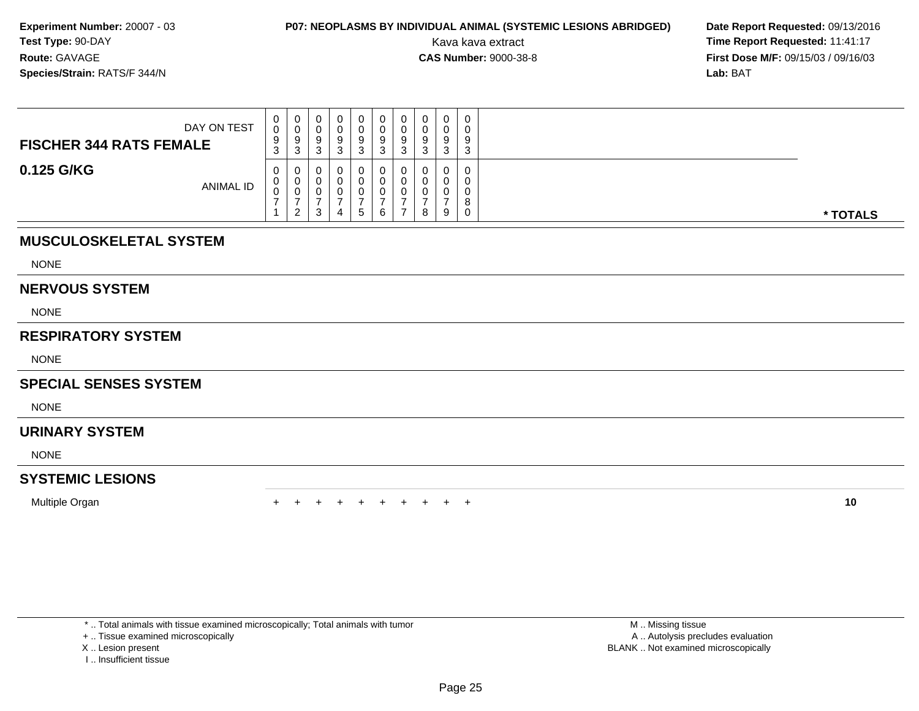**Experiment Number:** 20007 - 03
**Test Type:** 90-DAY
**Route:** GAVAGE
**Species/Strain:** RATS/F 344/N

**P07: NEOPLASMS BY INDIVIDUAL ANIMAL (SYSTEMIC LESIONS ABRIDGED)**
Kava kava extract
**CAS Number:** 9000-38-8

**Date Report Requested:** 09/13/2016
**Time Report Requested:** 11:41:17
**First Dose M/F:** 09/15/03 / 09/16/03
**Lab:** BAT

| **FISCHER 344 RATS FEMALE** DAY ON TEST | 0093 | 0093 | 0093 | 0093 | 0093 | 0093 | 0093 | 0093 | 0093 | 0093 | |
|---|---|---|---|---|---|---|---|---|---|---|---|
| **0.125 G/KG** ANIMAL ID | 00071 | 00072 | 00073 | 00074 | 00075 | 00076 | 00077 | 00078 | 00079 | 00080 | *** TOTALS** |
| **MUSCULOSKELETAL SYSTEM** | | | | | | | | | | | |
| NONE | | | | | | | | | | | |
| **NERVOUS SYSTEM** | | | | | | | | | | | |
| NONE | | | | | | | | | | | |
| **RESPIRATORY SYSTEM** | | | | | | | | | | | |
| NONE | | | | | | | | | | | |
| **SPECIAL SENSES SYSTEM** | | | | | | | | | | | |
| NONE | | | | | | | | | | | |
| **URINARY SYSTEM** | | | | | | | | | | | |
| NONE | | | | | | | | | | | |
| **SYSTEMIC LESIONS** | | | | | | | | | | | |
| Multiple Organ | + | + | + | + | + | + | + | + | + | + | **10** |

* .. Total animals with tissue examined microscopically; Total animals with tumor
+ .. Tissue examined microscopically
X .. Lesion present
I .. Insufficient tissue

M .. Missing tissue
A .. Autolysis precludes evaluation
BLANK .. Not examined microscopically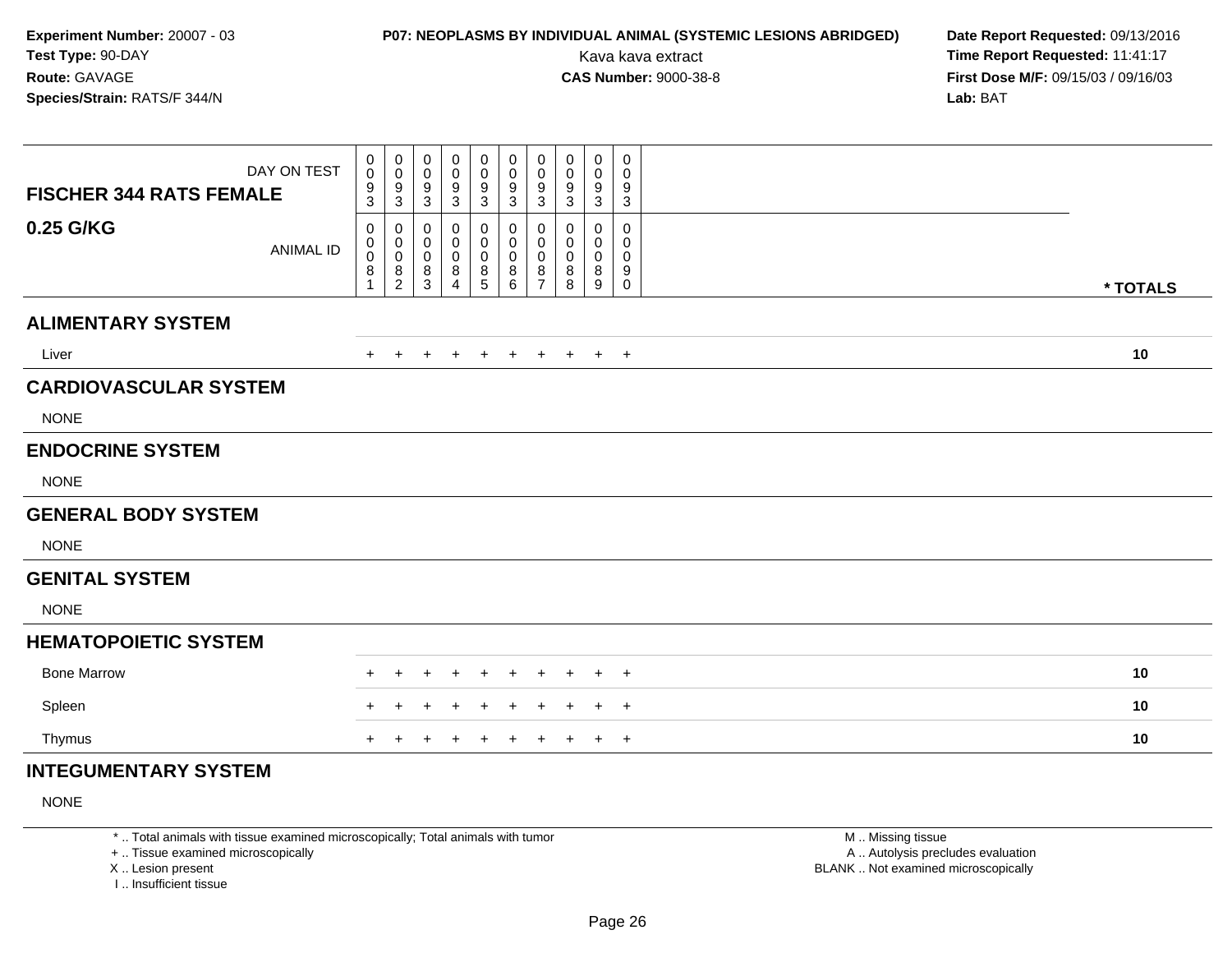**Experiment Number:** 20007 - 03
**Test Type:** 90-DAY
**Route:** GAVAGE
**Species/Strain:** RATS/F 344/N

**P07: NEOPLASMS BY INDIVIDUAL ANIMAL (SYSTEMIC LESIONS ABRIDGED)**
Kava kava extract
**CAS Number:** 9000-38-8

**Date Report Requested:** 09/13/2016
**Time Report Requested:** 11:41:17
**First Dose M/F:** 09/15/03 / 09/16/03
**Lab:** BAT

| FISCHER 344 RATS FEMALE 0.25 G/KG | | | | | | | | | | | |
|---|---|---|---|---|---|---|---|---|---|---|---|
| DAY ON TEST | 0093 | 0093 | 0093 | 0093 | 0093 | 0093 | 0093 | 0093 | 0093 | 0093 | |
| ANIMAL ID | 00081 | 00082 | 00083 | 00084 | 00085 | 00086 | 00087 | 00088 | 00089 | 00090 | * TOTALS |
| **ALIMENTARY SYSTEM** | | | | | | | | | | | |
| Liver | + | + | + | + | + | + | + | + | + | + | 10 |
| **CARDIOVASCULAR SYSTEM** | | | | | | | | | | | |
| NONE | | | | | | | | | | | |
| **ENDOCRINE SYSTEM** | | | | | | | | | | | |
| NONE | | | | | | | | | | | |
| **GENERAL BODY SYSTEM** | | | | | | | | | | | |
| NONE | | | | | | | | | | | |
| **GENITAL SYSTEM** | | | | | | | | | | | |
| NONE | | | | | | | | | | | |
| **HEMATOPOIETIC SYSTEM** | | | | | | | | | | | |
| Bone Marrow | + | + | + | + | + | + | + | + | + | + | 10 |
| Spleen | + | + | + | + | + | + | + | + | + | + | 10 |
| Thymus | + | + | + | + | + | + | + | + | + | + | 10 |
| **INTEGUMENTARY SYSTEM** | | | | | | | | | | | |
| NONE | | | | | | | | | | | |

* .. Total animals with tissue examined microscopically; Total animals with tumor
+ .. Tissue examined microscopically
X .. Lesion present
I .. Insufficient tissue

M .. Missing tissue
A .. Autolysis precludes evaluation
BLANK .. Not examined microscopically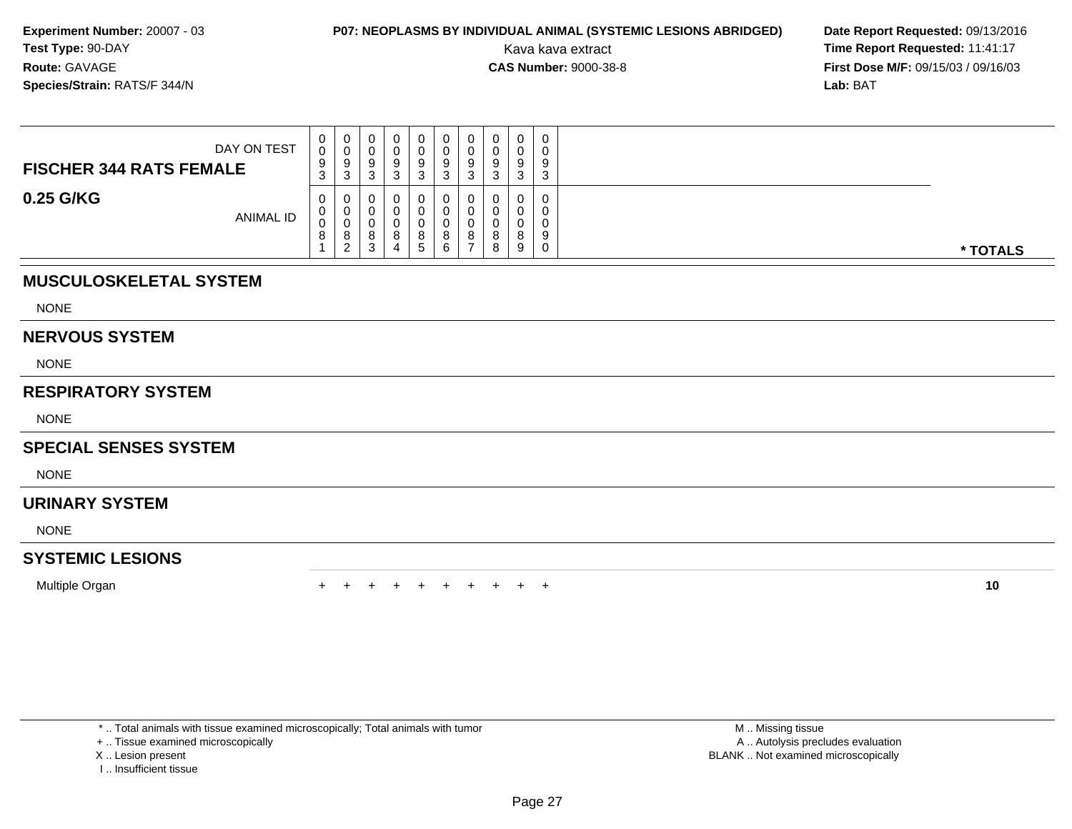**Experiment Number:** 20007 - 03
**Test Type:** 90-DAY
**Route:** GAVAGE
**Species/Strain:** RATS/F 344/N

**P07: NEOPLASMS BY INDIVIDUAL ANIMAL (SYSTEMIC LESIONS ABRIDGED)**
Kava kava extract
**CAS Number:** 9000-38-8

**Date Report Requested:** 09/13/2016
**Time Report Requested:** 11:41:17
**First Dose M/F:** 09/15/03 / 09/16/03
**Lab:** BAT

| **FISCHER 344 RATS FEMALE** DAY ON TEST | 0093 | 0093 | 0093 | 0093 | 0093 | 0093 | 0093 | 0093 | 0093 | 0093 | |
|---|---|---|---|---|---|---|---|---|---|---|---|
| **0.25 G/KG** ANIMAL ID | 00081 | 00082 | 00083 | 00084 | 00085 | 00086 | 00087 | 00088 | 00089 | 00090 | *** TOTALS** |
| **MUSCULOSKELETAL SYSTEM** | | | | | | | | | | | |
| NONE | | | | | | | | | | | |
| **NERVOUS SYSTEM** | | | | | | | | | | | |
| NONE | | | | | | | | | | | |
| **RESPIRATORY SYSTEM** | | | | | | | | | | | |
| NONE | | | | | | | | | | | |
| **SPECIAL SENSES SYSTEM** | | | | | | | | | | | |
| NONE | | | | | | | | | | | |
| **URINARY SYSTEM** | | | | | | | | | | | |
| NONE | | | | | | | | | | | |
| **SYSTEMIC LESIONS** | | | | | | | | | | | |
| Multiple Organ | + | + | + | + | + | + | + | + | + | + | **10** |

\* .. Total animals with tissue examined microscopically; Total animals with tumor
\+ .. Tissue examined microscopically
X .. Lesion present
I .. Insufficient tissue

M .. Missing tissue
A .. Autolysis precludes evaluation
BLANK .. Not examined microscopically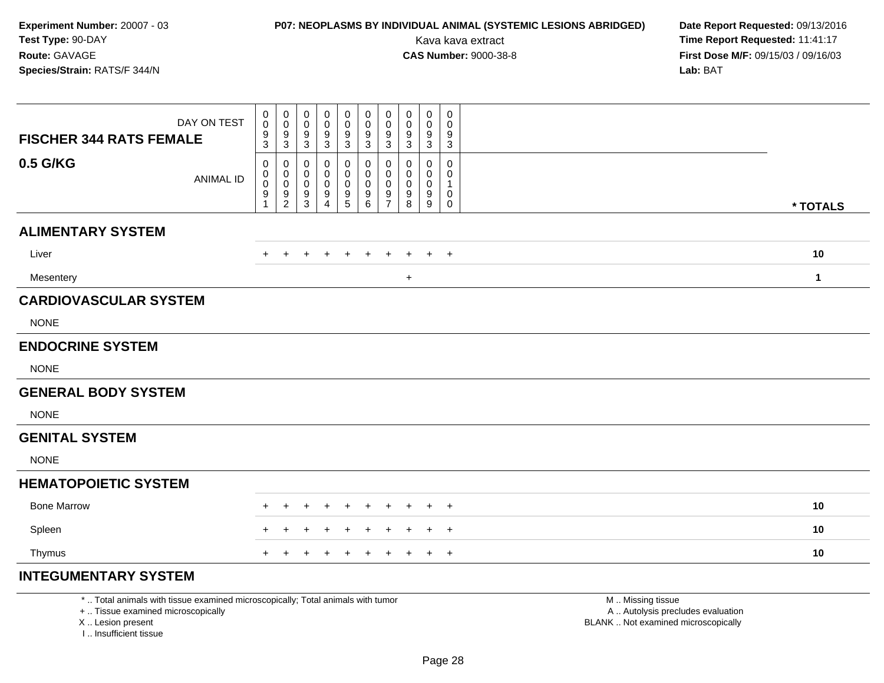**Experiment Number:** 20007 - 03
**Test Type:** 90-DAY
**Route:** GAVAGE
**Species/Strain:** RATS/F 344/N

**P07: NEOPLASMS BY INDIVIDUAL ANIMAL (SYSTEMIC LESIONS ABRIDGED)**
Kava kava extract
**CAS Number:** 9000-38-8

**Date Report Requested:** 09/13/2016
**Time Report Requested:** 11:41:17
**First Dose M/F:** 09/15/03 / 09/16/03
**Lab:** BAT

| FISCHER 344 RATS FEMALE — DAY ON TEST | 0093 | 0093 | 0093 | 0093 | 0093 | 0093 | 0093 | 0093 | 0093 | 0093 | |
|---|---|---|---|---|---|---|---|---|---|---|---|
| **0.5 G/KG** — ANIMAL ID | 00091 | 00092 | 00093 | 00094 | 00095 | 00096 | 00097 | 00098 | 00099 | 00100 | *** TOTALS** |
| **ALIMENTARY SYSTEM** | | | | | | | | | | | |
| Liver | + | + | + | + | + | + | + | + | + | + | **10** |
| Mesentery | | | | | | | | + | | | **1** |
| **CARDIOVASCULAR SYSTEM** | | | | | | | | | | | |
| NONE | | | | | | | | | | | |
| **ENDOCRINE SYSTEM** | | | | | | | | | | | |
| NONE | | | | | | | | | | | |
| **GENERAL BODY SYSTEM** | | | | | | | | | | | |
| NONE | | | | | | | | | | | |
| **GENITAL SYSTEM** | | | | | | | | | | | |
| NONE | | | | | | | | | | | |
| **HEMATOPOIETIC SYSTEM** | | | | | | | | | | | |
| Bone Marrow | + | + | + | + | + | + | + | + | + | + | **10** |
| Spleen | + | + | + | + | + | + | + | + | + | + | **10** |
| Thymus | + | + | + | + | + | + | + | + | + | + | **10** |
| **INTEGUMENTARY SYSTEM** | | | | | | | | | | | |

\* .. Total animals with tissue examined microscopically; Total animals with tumor
+ .. Tissue examined microscopically
X .. Lesion present
I .. Insufficient tissue

M .. Missing tissue
A .. Autolysis precludes evaluation
BLANK .. Not examined microscopically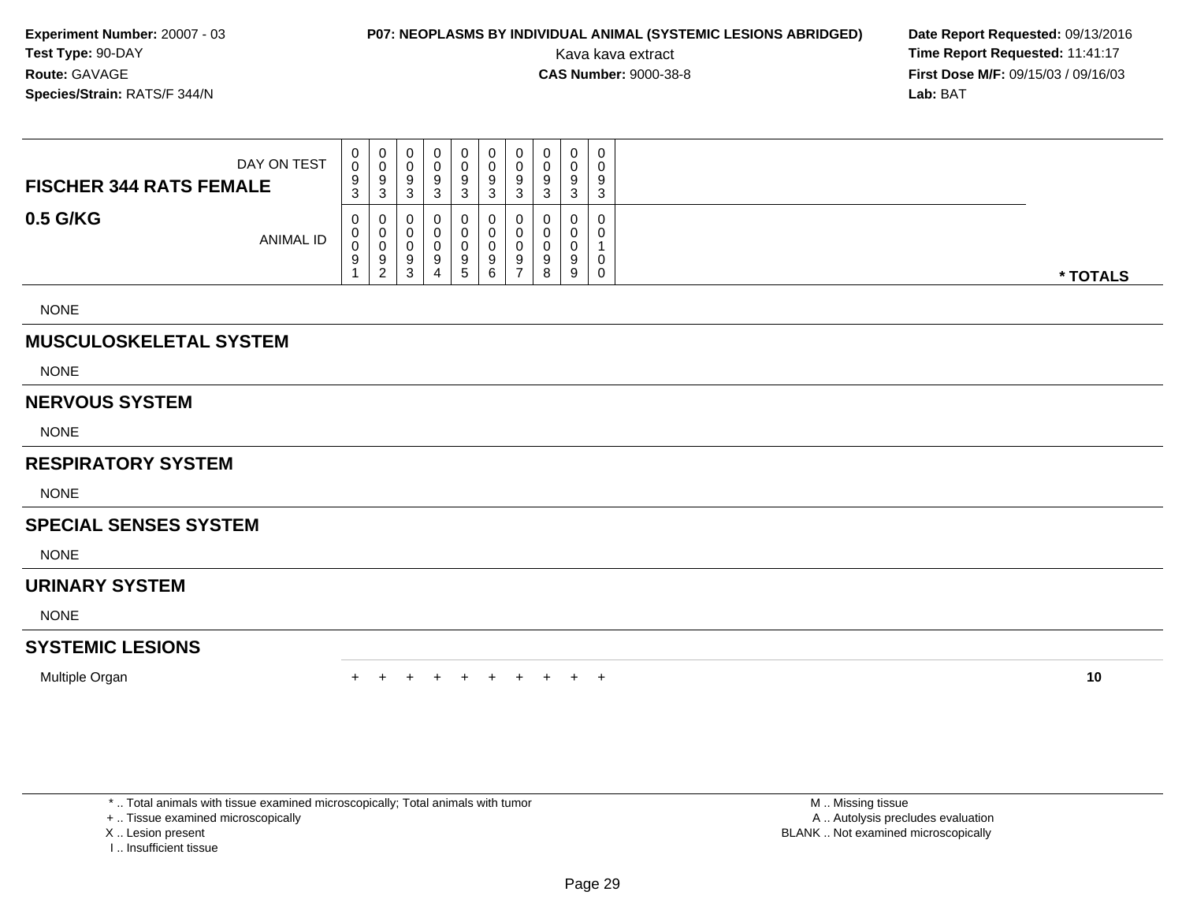**Experiment Number:** 20007 - 03
**Test Type:** 90-DAY
**Route:** GAVAGE
**Species/Strain:** RATS/F 344/N

**P07: NEOPLASMS BY INDIVIDUAL ANIMAL (SYSTEMIC LESIONS ABRIDGED)**
Kava kava extract
**CAS Number:** 9000-38-8

**Date Report Requested:** 09/13/2016
**Time Report Requested:** 11:41:17
**First Dose M/F:** 09/15/03 / 09/16/03
**Lab:** BAT

| FISCHER 344 RATS FEMALE 0.5 G/KG | | | | | | | | | | | |
|---|---|---|---|---|---|---|---|---|---|---|---|
| DAY ON TEST | 0093 | 0093 | 0093 | 0093 | 0093 | 0093 | 0093 | 0093 | 0093 | 0093 | |
| ANIMAL ID | 00091 | 00092 | 00093 | 00094 | 00095 | 00096 | 00097 | 00098 | 00099 | 00100 | * TOTALS |
| NONE | | | | | | | | | | | |
| **MUSCULOSKELETAL SYSTEM** | | | | | | | | | | | |
| NONE | | | | | | | | | | | |
| **NERVOUS SYSTEM** | | | | | | | | | | | |
| NONE | | | | | | | | | | | |
| **RESPIRATORY SYSTEM** | | | | | | | | | | | |
| NONE | | | | | | | | | | | |
| **SPECIAL SENSES SYSTEM** | | | | | | | | | | | |
| NONE | | | | | | | | | | | |
| **URINARY SYSTEM** | | | | | | | | | | | |
| NONE | | | | | | | | | | | |
| **SYSTEMIC LESIONS** | | | | | | | | | | | |
| Multiple Organ | + | + | + | + | + | + | + | + | + | + | 10 |

* .. Total animals with tissue examined microscopically; Total animals with tumor
+ .. Tissue examined microscopically
X .. Lesion present
I .. Insufficient tissue

M .. Missing tissue
A .. Autolysis precludes evaluation
BLANK .. Not examined microscopically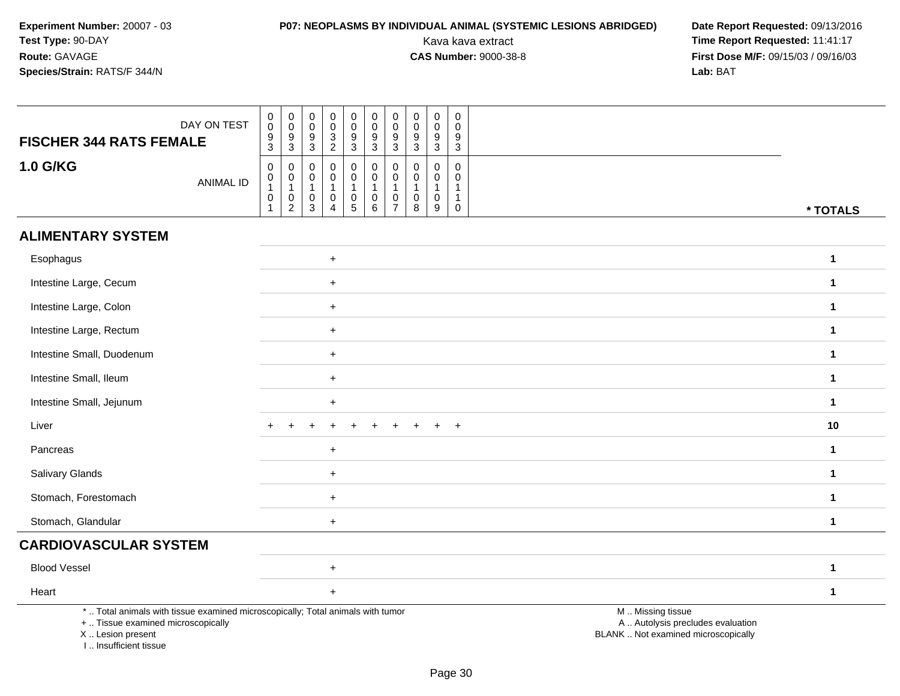**Experiment Number:** 20007 - 03
**Test Type:** 90-DAY
**Route:** GAVAGE
**Species/Strain:** RATS/F 344/N

**P07: NEOPLASMS BY INDIVIDUAL ANIMAL (SYSTEMIC LESIONS ABRIDGED)**
Kava kava extract
**CAS Number:** 9000-38-8

**Date Report Requested:** 09/13/2016
**Time Report Requested:** 11:41:17
**First Dose M/F:** 09/15/03 / 09/16/03
**Lab:** BAT

| FISCHER 344 RATS FEMALE 1.0 G/KG | DAY ON TEST | 0093 | 0093 | 0093 | 0032 | 0093 | 0093 | 0093 | 0093 | 0093 | 0093 | |
|---|---|---|---|---|---|---|---|---|---|---|---|---|
| | ANIMAL ID | 00101 | 00102 | 00103 | 00104 | 00105 | 00106 | 00107 | 00108 | 00109 | 00110 | * TOTALS |
| **ALIMENTARY SYSTEM** | | | | | | | | | | | | |
| Esophagus | | | | | + | | | | | | | 1 |
| Intestine Large, Cecum | | | | | + | | | | | | | 1 |
| Intestine Large, Colon | | | | | + | | | | | | | 1 |
| Intestine Large, Rectum | | | | | + | | | | | | | 1 |
| Intestine Small, Duodenum | | | | | + | | | | | | | 1 |
| Intestine Small, Ileum | | | | | + | | | | | | | 1 |
| Intestine Small, Jejunum | | | | | + | | | | | | | 1 |
| Liver | | + | + | + | + | + | + | + | + | + | + | 10 |
| Pancreas | | | | | + | | | | | | | 1 |
| Salivary Glands | | | | | + | | | | | | | 1 |
| Stomach, Forestomach | | | | | + | | | | | | | 1 |
| Stomach, Glandular | | | | | + | | | | | | | 1 |
| **CARDIOVASCULAR SYSTEM** | | | | | | | | | | | | |
| Blood Vessel | | | | | + | | | | | | | 1 |
| Heart | | | | | + | | | | | | | 1 |

\* .. Total animals with tissue examined microscopically; Total animals with tumor
\+ .. Tissue examined microscopically
X .. Lesion present
I .. Insufficient tissue

M .. Missing tissue
A .. Autolysis precludes evaluation
BLANK .. Not examined microscopically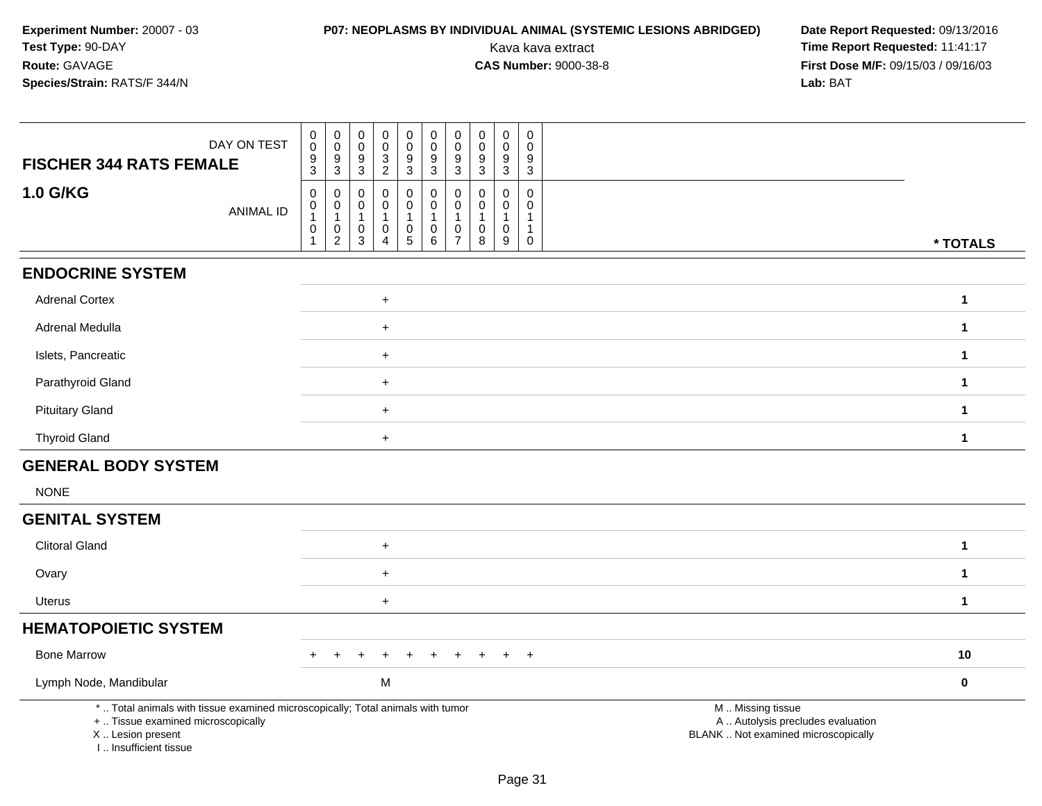**Experiment Number:** 20007 - 03
**Test Type:** 90-DAY
**Route:** GAVAGE
**Species/Strain:** RATS/F 344/N

**P07: NEOPLASMS BY INDIVIDUAL ANIMAL (SYSTEMIC LESIONS ABRIDGED)**
Kava kava extract
**CAS Number:** 9000-38-8

**Date Report Requested:** 09/13/2016
**Time Report Requested:** 11:41:17
**First Dose M/F:** 09/15/03 / 09/16/03
**Lab:** BAT

| FISCHER 344 RATS FEMALE 1.0 G/KG | | | | | | | | | | | |
|---|---|---|---|---|---|---|---|---|---|---|---|
| DAY ON TEST | 0093 | 0093 | 0093 | 0032 | 0093 | 0093 | 0093 | 0093 | 0093 | 0093 | |
| ANIMAL ID | 00101 | 00102 | 00103 | 00104 | 00105 | 00106 | 00107 | 00108 | 00109 | 00110 | * TOTALS |
| **ENDOCRINE SYSTEM** | | | | | | | | | | | |
| Adrenal Cortex | | | | + | | | | | | | 1 |
| Adrenal Medulla | | | | + | | | | | | | 1 |
| Islets, Pancreatic | | | | + | | | | | | | 1 |
| Parathyroid Gland | | | | + | | | | | | | 1 |
| Pituitary Gland | | | | + | | | | | | | 1 |
| Thyroid Gland | | | | + | | | | | | | 1 |
| **GENERAL BODY SYSTEM** | | | | | | | | | | | |
| NONE | | | | | | | | | | | |
| **GENITAL SYSTEM** | | | | | | | | | | | |
| Clitoral Gland | | | | + | | | | | | | 1 |
| Ovary | | | | + | | | | | | | 1 |
| Uterus | | | | + | | | | | | | 1 |
| **HEMATOPOIETIC SYSTEM** | | | | | | | | | | | |
| Bone Marrow | + | + | + | + | + | + | + | + | + | + | 10 |
| Lymph Node, Mandibular | | | | M | | | | | | | 0 |

\* .. Total animals with tissue examined microscopically; Total animals with tumor
\+ .. Tissue examined microscopically
X .. Lesion present
I .. Insufficient tissue

M .. Missing tissue
A .. Autolysis precludes evaluation
BLANK .. Not examined microscopically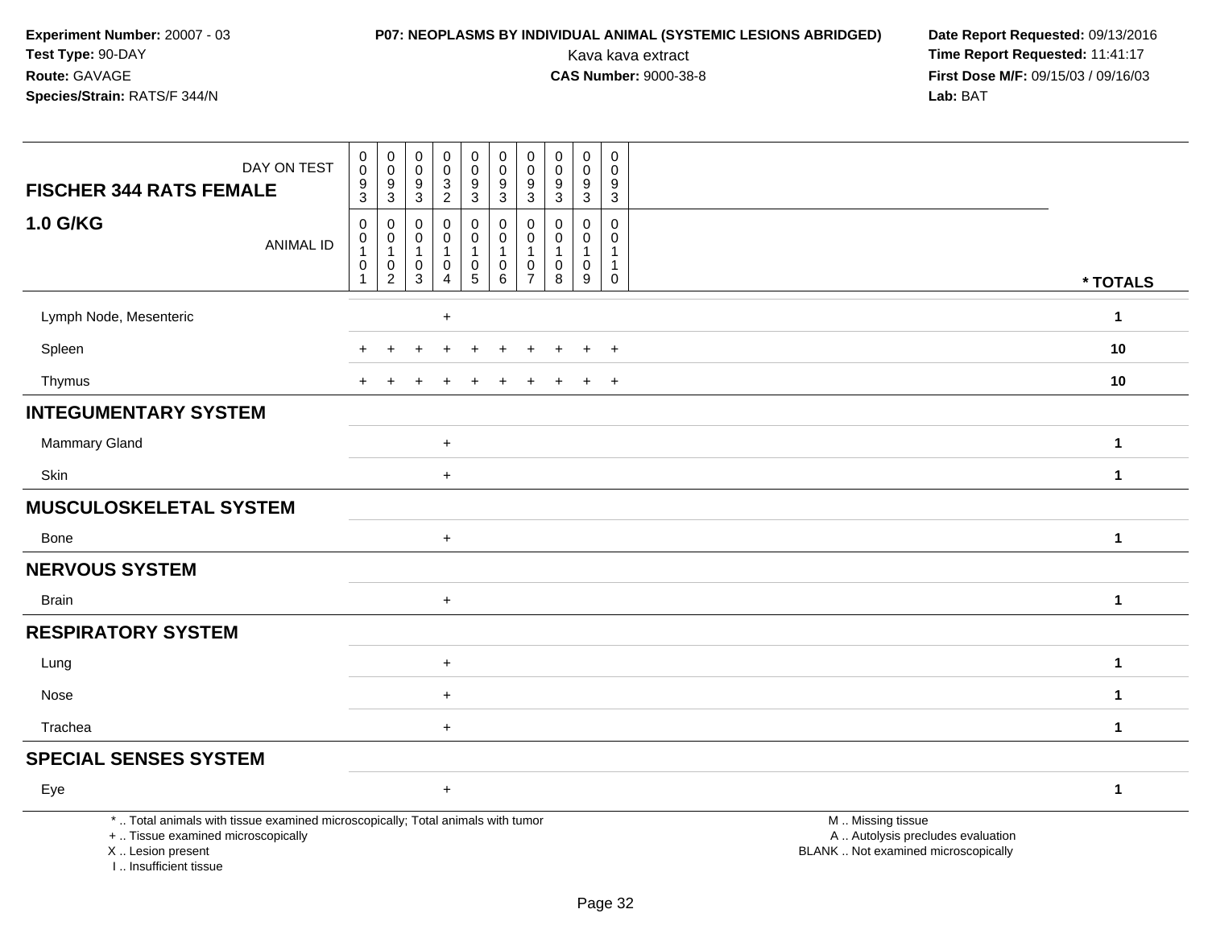**Experiment Number:** 20007 - 03
**Test Type:** 90-DAY
**Route:** GAVAGE
**Species/Strain:** RATS/F 344/N

**P07: NEOPLASMS BY INDIVIDUAL ANIMAL (SYSTEMIC LESIONS ABRIDGED)**
Kava kava extract
**CAS Number:** 9000-38-8

**Date Report Requested:** 09/13/2016
**Time Report Requested:** 11:41:17
**First Dose M/F:** 09/15/03 / 09/16/03
**Lab:** BAT

| FISCHER 344 RATS FEMALE / 1.0 G/KG | | | | | | | | | | | |
|---|---|---|---|---|---|---|---|---|---|---|---|
| DAY ON TEST | 0093 | 0093 | 0093 | 0032 | 0093 | 0093 | 0093 | 0093 | 0093 | 0093 | |
| ANIMAL ID | 00101 | 00102 | 00103 | 00104 | 00105 | 00106 | 00107 | 00108 | 00109 | 00110 | * TOTALS |
| Lymph Node, Mesenteric | | | | + | | | | | | | 1 |
| Spleen | + | + | + | + | + | + | + | + | + | + | 10 |
| Thymus | + | + | + | + | + | + | + | + | + | + | 10 |
| **INTEGUMENTARY SYSTEM** | | | | | | | | | | | |
| Mammary Gland | | | | + | | | | | | | 1 |
| Skin | | | | + | | | | | | | 1 |
| **MUSCULOSKELETAL SYSTEM** | | | | | | | | | | | |
| Bone | | | | + | | | | | | | 1 |
| **NERVOUS SYSTEM** | | | | | | | | | | | |
| Brain | | | | + | | | | | | | 1 |
| **RESPIRATORY SYSTEM** | | | | | | | | | | | |
| Lung | | | | + | | | | | | | 1 |
| Nose | | | | + | | | | | | | 1 |
| Trachea | | | | + | | | | | | | 1 |
| **SPECIAL SENSES SYSTEM** | | | | | | | | | | | |
| Eye | | | | + | | | | | | | 1 |

* .. Total animals with tissue examined microscopically; Total animals with tumor
+ .. Tissue examined microscopically
X .. Lesion present
I .. Insufficient tissue

M .. Missing tissue
A .. Autolysis precludes evaluation
BLANK .. Not examined microscopically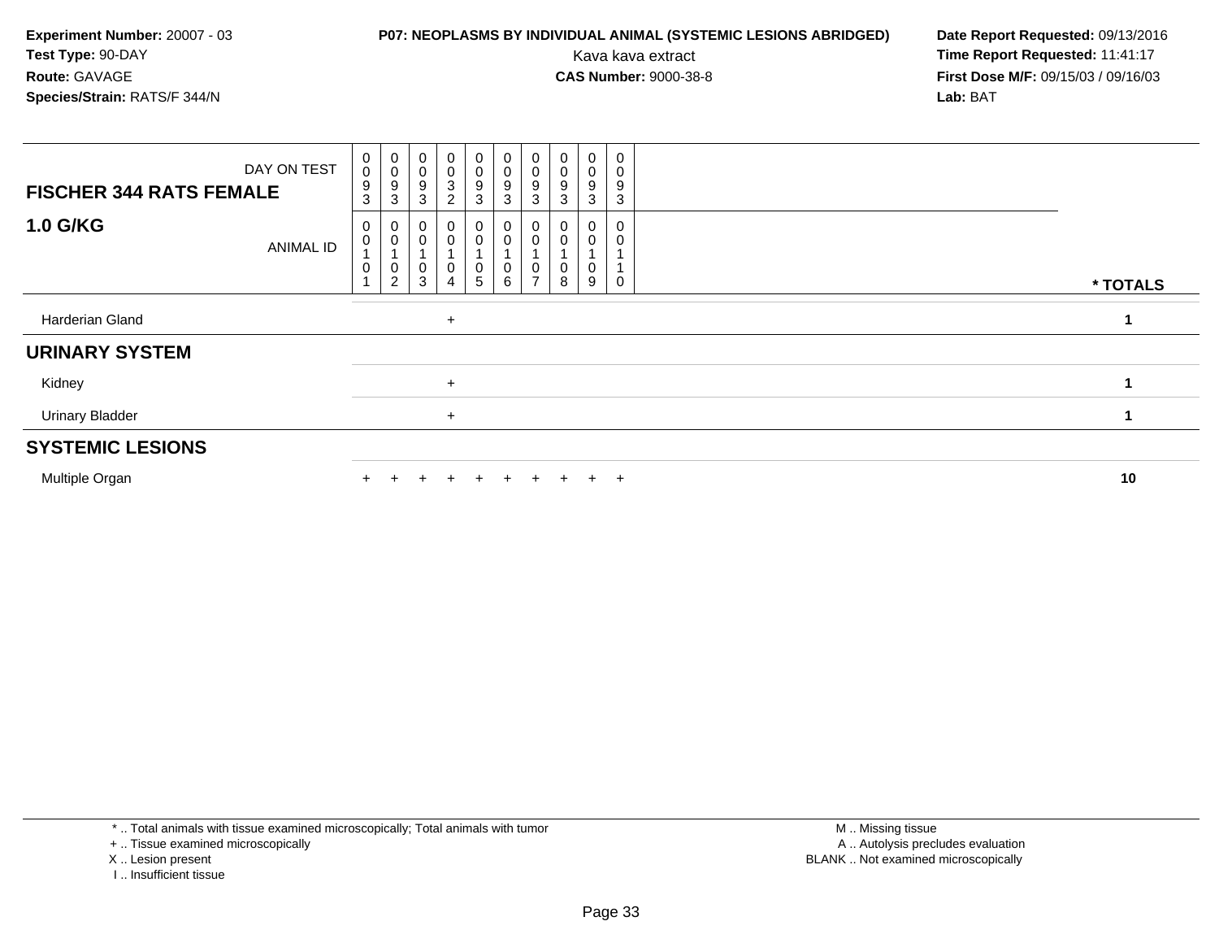**Experiment Number:** 20007 - 03
**Test Type:** 90-DAY
**Route:** GAVAGE
**Species/Strain:** RATS/F 344/N

**P07: NEOPLASMS BY INDIVIDUAL ANIMAL (SYSTEMIC LESIONS ABRIDGED)**
Kava kava extract
**CAS Number:** 9000-38-8

**Date Report Requested:** 09/13/2016
**Time Report Requested:** 11:41:17
**First Dose M/F:** 09/15/03 / 09/16/03
**Lab:** BAT

| FISCHER 344 RATS FEMALE / 1.0 G/KG | | | | | | | | | | | |
|---|---|---|---|---|---|---|---|---|---|---|---|
| DAY ON TEST | 0093 | 0093 | 0093 | 0032 | 0093 | 0093 | 0093 | 0093 | 0093 | 0093 | |
| ANIMAL ID | 00101 | 00102 | 00103 | 00104 | 00105 | 00106 | 00107 | 00108 | 00109 | 00110 | * TOTALS |
| Harderian Gland | | | | + | | | | | | | 1 |
| **URINARY SYSTEM** | | | | | | | | | | | |
| Kidney | | | | + | | | | | | | 1 |
| Urinary Bladder | | | | + | | | | | | | 1 |
| **SYSTEMIC LESIONS** | | | | | | | | | | | |
| Multiple Organ | + | + | + | + | + | + | + | + | + | + | 10 |

* .. Total animals with tissue examined microscopically; Total animals with tumor
+ .. Tissue examined microscopically
X .. Lesion present
I .. Insufficient tissue

M .. Missing tissue
A .. Autolysis precludes evaluation
BLANK .. Not examined microscopically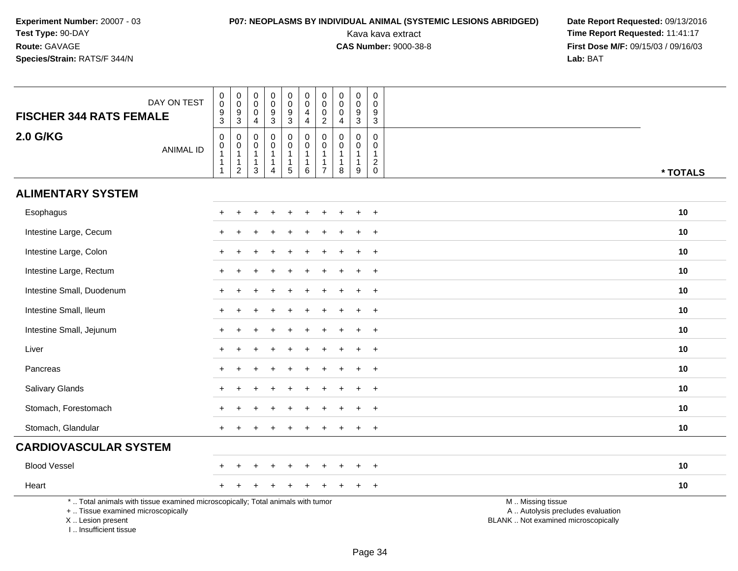**Experiment Number:** 20007 - 03
**Test Type:** 90-DAY
**Route:** GAVAGE
**Species/Strain:** RATS/F 344/N

**P07: NEOPLASMS BY INDIVIDUAL ANIMAL (SYSTEMIC LESIONS ABRIDGED)**
Kava kava extract
**CAS Number:** 9000-38-8

**Date Report Requested:** 09/13/2016
**Time Report Requested:** 11:41:17
**First Dose M/F:** 09/15/03 / 09/16/03
**Lab:** BAT

| FISCHER 344 RATS FEMALE — DAY ON TEST | 0093 | 0093 | 0004 | 0093 | 0093 | 0044 | 0002 | 0004 | 0093 | 0093 | |
|---|---|---|---|---|---|---|---|---|---|---|---|
| **2.0 G/KG** — ANIMAL ID | 00111 | 00112 | 00113 | 00114 | 00115 | 00116 | 00117 | 00118 | 00119 | 00120 | *** TOTALS** |
| **ALIMENTARY SYSTEM** | | | | | | | | | | | |
| Esophagus | + | + | + | + | + | + | + | + | + | + | **10** |
| Intestine Large, Cecum | + | + | + | + | + | + | + | + | + | + | **10** |
| Intestine Large, Colon | + | + | + | + | + | + | + | + | + | + | **10** |
| Intestine Large, Rectum | + | + | + | + | + | + | + | + | + | + | **10** |
| Intestine Small, Duodenum | + | + | + | + | + | + | + | + | + | + | **10** |
| Intestine Small, Ileum | + | + | + | + | + | + | + | + | + | + | **10** |
| Intestine Small, Jejunum | + | + | + | + | + | + | + | + | + | + | **10** |
| Liver | + | + | + | + | + | + | + | + | + | + | **10** |
| Pancreas | + | + | + | + | + | + | + | + | + | + | **10** |
| Salivary Glands | + | + | + | + | + | + | + | + | + | + | **10** |
| Stomach, Forestomach | + | + | + | + | + | + | + | + | + | + | **10** |
| Stomach, Glandular | + | + | + | + | + | + | + | + | + | + | **10** |
| **CARDIOVASCULAR SYSTEM** | | | | | | | | | | | |
| Blood Vessel | + | + | + | + | + | + | + | + | + | + | **10** |
| Heart | + | + | + | + | + | + | + | + | + | + | **10** |

\* .. Total animals with tissue examined microscopically; Total animals with tumor
\+ .. Tissue examined microscopically
X .. Lesion present
I .. Insufficient tissue

M .. Missing tissue
A .. Autolysis precludes evaluation
BLANK .. Not examined microscopically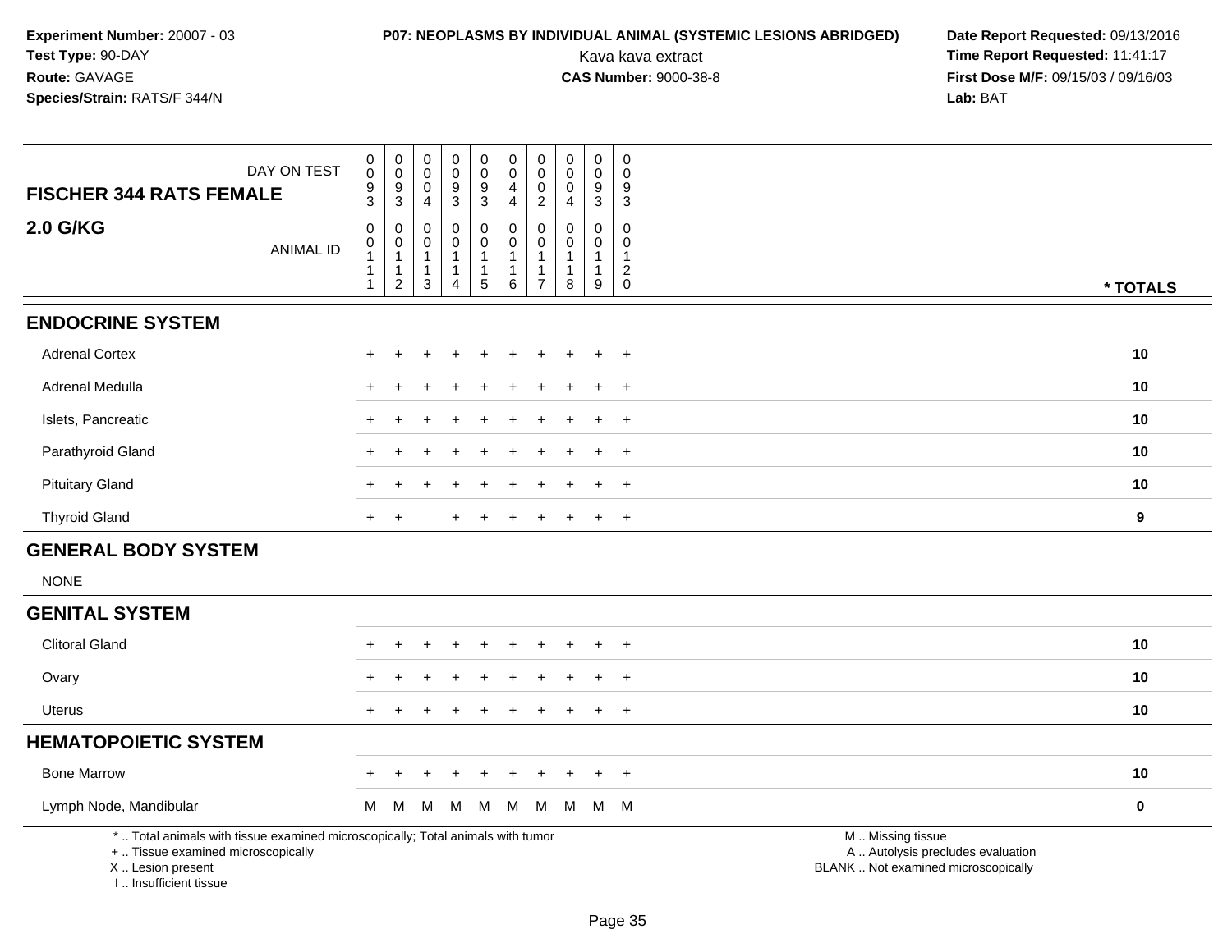**Experiment Number:** 20007 - 03
**Test Type:** 90-DAY
**Route:** GAVAGE
**Species/Strain:** RATS/F 344/N

**P07: NEOPLASMS BY INDIVIDUAL ANIMAL (SYSTEMIC LESIONS ABRIDGED)**
Kava kava extract
**CAS Number:** 9000-38-8

**Date Report Requested:** 09/13/2016
**Time Report Requested:** 11:41:17
**First Dose M/F:** 09/15/03 / 09/16/03
**Lab:** BAT

| FISCHER 344 RATS FEMALE 2.0 G/KG | | | | | | | | | | | |
|---|---|---|---|---|---|---|---|---|---|---|---|
| DAY ON TEST | 0093 | 0093 | 0004 | 0093 | 0093 | 0044 | 0002 | 0004 | 0093 | 0093 | |
| ANIMAL ID | 00111 | 00112 | 00113 | 00114 | 00115 | 00116 | 00117 | 00118 | 00119 | 00120 | * TOTALS |
| **ENDOCRINE SYSTEM** | | | | | | | | | | | |
| Adrenal Cortex | + | + | + | + | + | + | + | + | + | + | 10 |
| Adrenal Medulla | + | + | + | + | + | + | + | + | + | + | 10 |
| Islets, Pancreatic | + | + | + | + | + | + | + | + | + | + | 10 |
| Parathyroid Gland | + | + | + | + | + | + | + | + | + | + | 10 |
| Pituitary Gland | + | + | + | + | + | + | + | + | + | + | 10 |
| Thyroid Gland | + | + | | + | + | + | + | + | + | + | 9 |
| **GENERAL BODY SYSTEM** | | | | | | | | | | | |
| NONE | | | | | | | | | | | |
| **GENITAL SYSTEM** | | | | | | | | | | | |
| Clitoral Gland | + | + | + | + | + | + | + | + | + | + | 10 |
| Ovary | + | + | + | + | + | + | + | + | + | + | 10 |
| Uterus | + | + | + | + | + | + | + | + | + | + | 10 |
| **HEMATOPOIETIC SYSTEM** | | | | | | | | | | | |
| Bone Marrow | + | + | + | + | + | + | + | + | + | + | 10 |
| Lymph Node, Mandibular | M | M | M | M | M | M | M | M | M | M | 0 |

* .. Total animals with tissue examined microscopically; Total animals with tumor
+ .. Tissue examined microscopically
X .. Lesion present
I .. Insufficient tissue

M .. Missing tissue
A .. Autolysis precludes evaluation
BLANK .. Not examined microscopically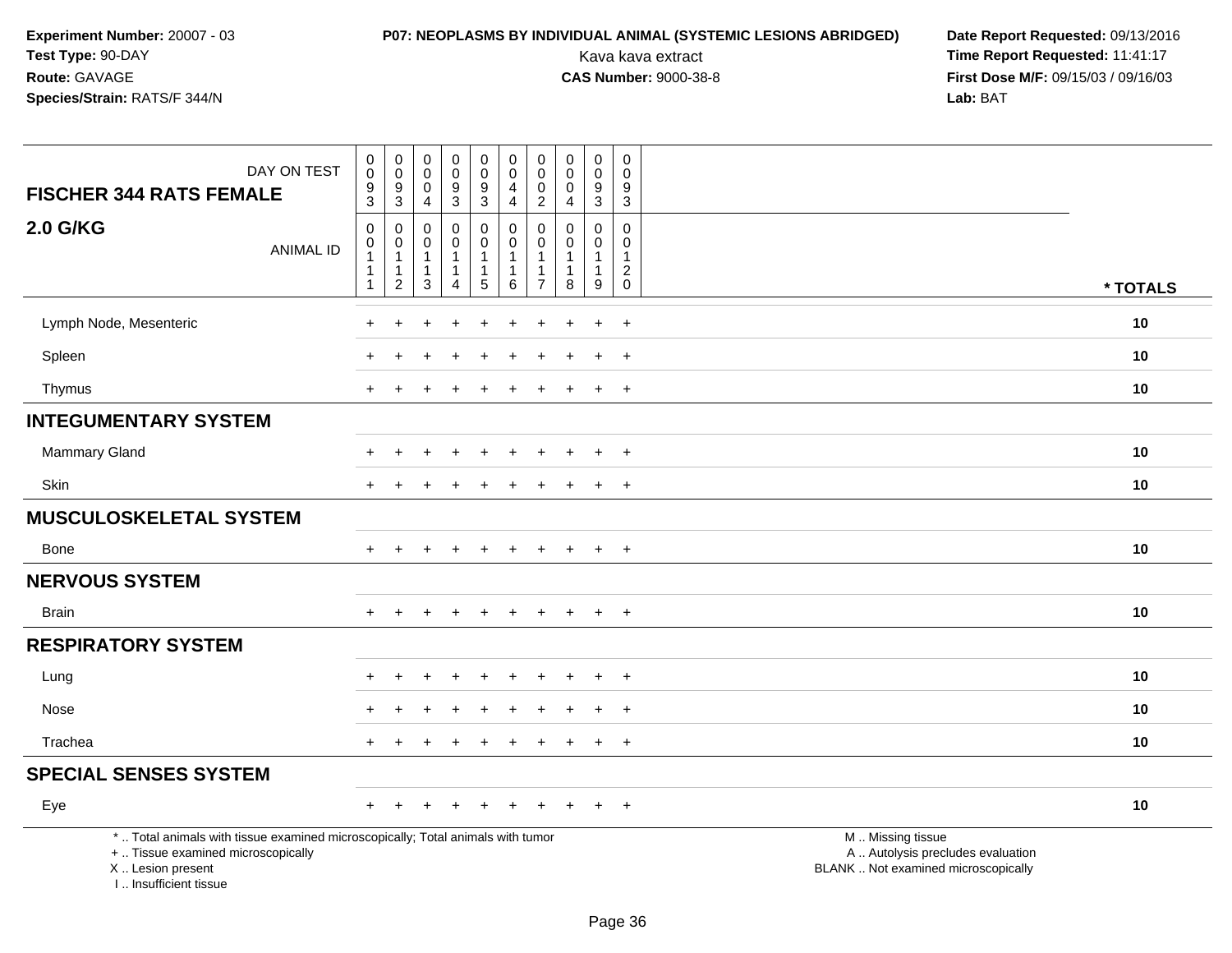**Experiment Number:** 20007 - 03
**Test Type:** 90-DAY
**Route:** GAVAGE
**Species/Strain:** RATS/F 344/N

**P07: NEOPLASMS BY INDIVIDUAL ANIMAL (SYSTEMIC LESIONS ABRIDGED)**
Kava kava extract
**CAS Number:** 9000-38-8

**Date Report Requested:** 09/13/2016
**Time Report Requested:** 11:41:17
**First Dose M/F:** 09/15/03 / 09/16/03
**Lab:** BAT

| FISCHER 344 RATS FEMALE 2.0 G/KG | | | | | | | | | | | |
|---|---|---|---|---|---|---|---|---|---|---|---|
| DAY ON TEST | 0093 | 0093 | 0004 | 0093 | 0093 | 0044 | 0002 | 0004 | 0093 | 0093 | |
| ANIMAL ID | 00111 | 00112 | 00113 | 00114 | 00115 | 00116 | 00117 | 00118 | 00119 | 00120 | * TOTALS |
| Lymph Node, Mesenteric | + | + | + | + | + | + | + | + | + | + | 10 |
| Spleen | + | + | + | + | + | + | + | + | + | + | 10 |
| Thymus | + | + | + | + | + | + | + | + | + | + | 10 |
| **INTEGUMENTARY SYSTEM** | | | | | | | | | | | |
| Mammary Gland | + | + | + | + | + | + | + | + | + | + | 10 |
| Skin | + | + | + | + | + | + | + | + | + | + | 10 |
| **MUSCULOSKELETAL SYSTEM** | | | | | | | | | | | |
| Bone | + | + | + | + | + | + | + | + | + | + | 10 |
| **NERVOUS SYSTEM** | | | | | | | | | | | |
| Brain | + | + | + | + | + | + | + | + | + | + | 10 |
| **RESPIRATORY SYSTEM** | | | | | | | | | | | |
| Lung | + | + | + | + | + | + | + | + | + | + | 10 |
| Nose | + | + | + | + | + | + | + | + | + | + | 10 |
| Trachea | + | + | + | + | + | + | + | + | + | + | 10 |
| **SPECIAL SENSES SYSTEM** | | | | | | | | | | | |
| Eye | + | + | + | + | + | + | + | + | + | + | 10 |

* .. Total animals with tissue examined microscopically; Total animals with tumor
+ .. Tissue examined microscopically
X .. Lesion present
I .. Insufficient tissue

M .. Missing tissue
A .. Autolysis precludes evaluation
BLANK .. Not examined microscopically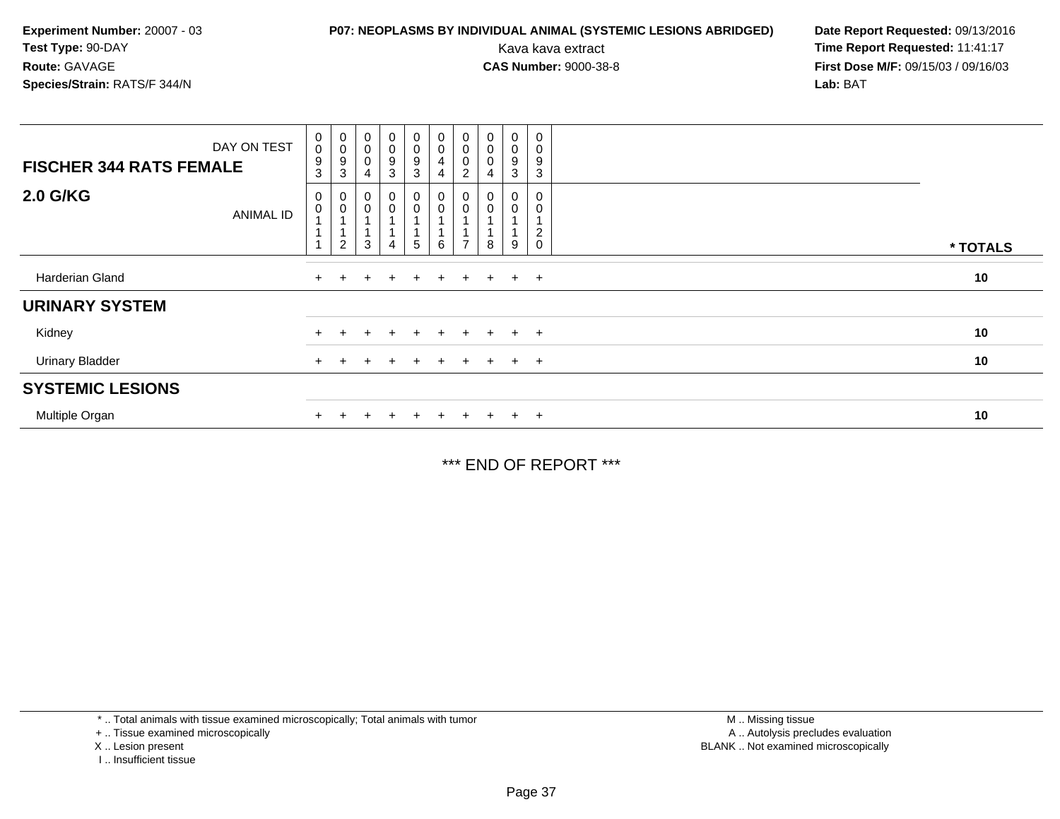**Experiment Number:** 20007 - 03
**Test Type:** 90-DAY
**Route:** GAVAGE
**Species/Strain:** RATS/F 344/N

**P07: NEOPLASMS BY INDIVIDUAL ANIMAL (SYSTEMIC LESIONS ABRIDGED)**
Kava kava extract
**CAS Number:** 9000-38-8

**Date Report Requested:** 09/13/2016
**Time Report Requested:** 11:41:17
**First Dose M/F:** 09/15/03 / 09/16/03
**Lab:** BAT

| **FISCHER 344 RATS FEMALE** DAY ON TEST | 0 0 9 3 | 0 0 9 3 | 0 0 0 4 | 0 0 9 3 | 0 0 9 3 | 0 0 4 4 | 0 0 0 2 | 0 0 0 4 | 0 0 9 3 | 0 0 9 3 | |
|---|---|---|---|---|---|---|---|---|---|---|---|
| **2.0 G/KG** ANIMAL ID | 0 0 1 1 1 | 0 0 1 1 2 | 0 0 1 1 3 | 0 0 1 1 4 | 0 0 1 1 5 | 0 0 1 1 6 | 0 0 1 1 7 | 0 0 1 1 8 | 0 0 1 1 9 | 0 0 1 2 0 | *** TOTALS** |
| Harderian Gland | + | + | + | + | + | + | + | + | + | + | **10** |
| **URINARY SYSTEM** | | | | | | | | | | | |
| Kidney | + | + | + | + | + | + | + | + | + | + | **10** |
| Urinary Bladder | + | + | + | + | + | + | + | + | + | + | **10** |
| **SYSTEMIC LESIONS** | | | | | | | | | | | |
| Multiple Organ | + | + | + | + | + | + | + | + | + | + | **10** |

*** END OF REPORT ***

* .. Total animals with tissue examined microscopically; Total animals with tumor
+ .. Tissue examined microscopically
X .. Lesion present
I .. Insufficient tissue

M .. Missing tissue
A .. Autolysis precludes evaluation
BLANK .. Not examined microscopically